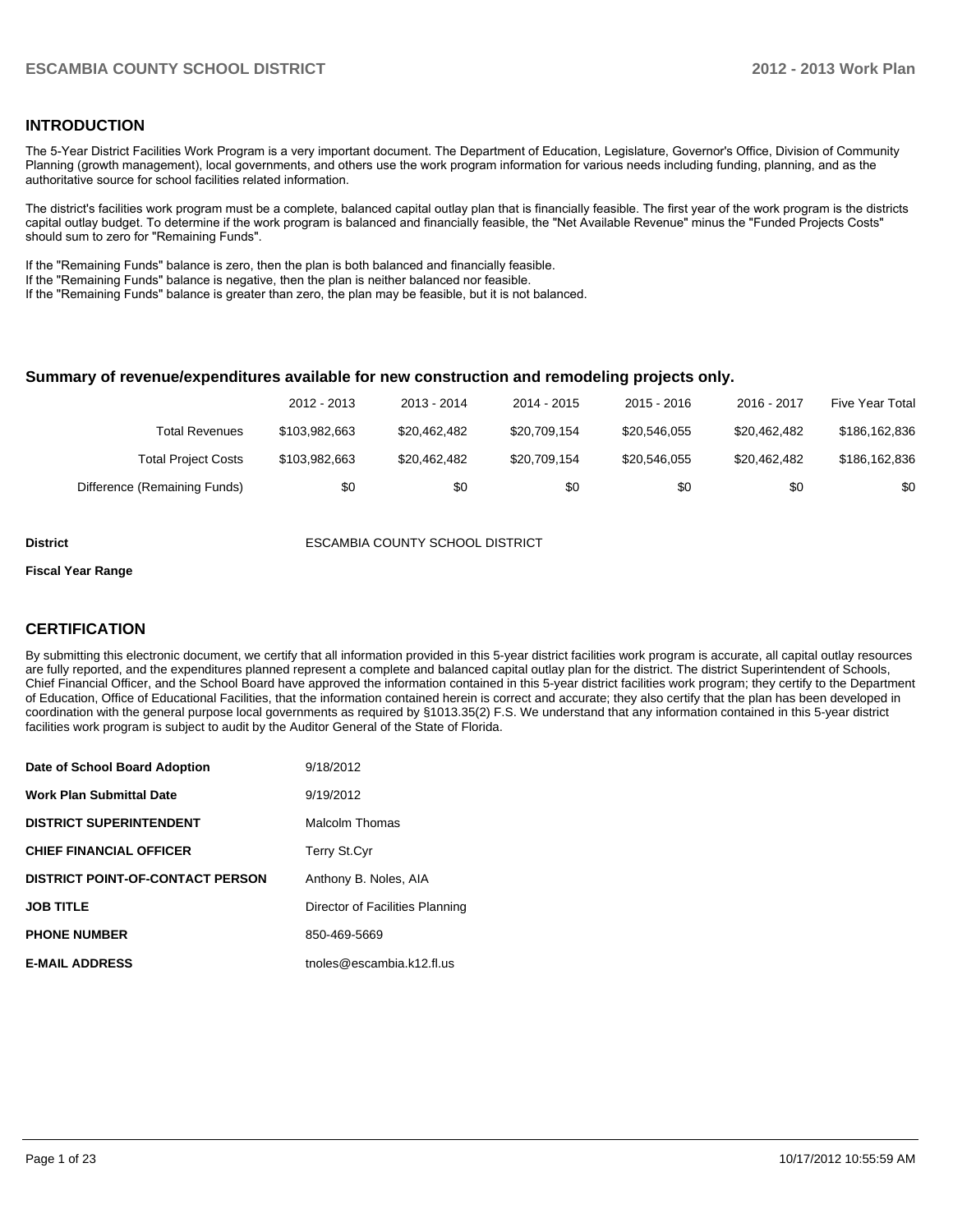## INTRODUCTION

The 5-Year District Facilities Work Program is a very important document. The Department of Education, Legislature, Governor's Office, Division of Community Planning (growth management), local governments, and others use the work program information for various needs including funding, planning, and as the authoritative source for school facilities related information.

The district's facilities work program must be a complete, balanced capital outlay plan that is financially feasible. The first year of the work program is the districts capital outlay budget. To determine if the work program is balanced and financially feasible, the "Net Available Revenue" minus the "Funded Projects Costs" should sum to zero for "Remaining Funds".

If the "Remaining Funds" balance is zero, then the plan is both balanced and financially feasible.
If the "Remaining Funds" balance is negative, then the plan is neither balanced nor feasible.
If the "Remaining Funds" balance is greater than zero, the plan may be feasible, but it is not balanced.

### Summary of revenue/expenditures available for new construction and remodeling projects only.

| | 2012 - 2013 | 2013 - 2014 | 2014 - 2015 | 2015 - 2016 | 2016 - 2017 | Five Year Total |
|---|---|---|---|---|---|---|
| Total Revenues | $103,982,663 | $20,462,482 | $20,709,154 | $20,546,055 | $20,462,482 | $186,162,836 |
| Total Project Costs | $103,982,663 | $20,462,482 | $20,709,154 | $20,546,055 | $20,462,482 | $186,162,836 |
| Difference (Remaining Funds) | $0 | $0 | $0 | $0 | $0 | $0 |

**District** ESCAMBIA COUNTY SCHOOL DISTRICT

**Fiscal Year Range**

## CERTIFICATION

By submitting this electronic document, we certify that all information provided in this 5-year district facilities work program is accurate, all capital outlay resources are fully reported, and the expenditures planned represent a complete and balanced capital outlay plan for the district. The district Superintendent of Schools, Chief Financial Officer, and the School Board have approved the information contained in this 5-year district facilities work program; they certify to the Department of Education, Office of Educational Facilities, that the information contained herein is correct and accurate; they also certify that the plan has been developed in coordination with the general purpose local governments as required by §1013.35(2) F.S. We understand that any information contained in this 5-year district facilities work program is subject to audit by the Auditor General of the State of Florida.

| | |
|---|---|
| **Date of School Board Adoption** | 9/18/2012 |
| **Work Plan Submittal Date** | 9/19/2012 |
| **DISTRICT SUPERINTENDENT** | Malcolm Thomas |
| **CHIEF FINANCIAL OFFICER** | Terry St.Cyr |
| **DISTRICT POINT-OF-CONTACT PERSON** | Anthony B. Noles, AIA |
| **JOB TITLE** | Director of Facilities Planning |
| **PHONE NUMBER** | 850-469-5669 |
| **E-MAIL ADDRESS** | tnoles@escambia.k12.fl.us |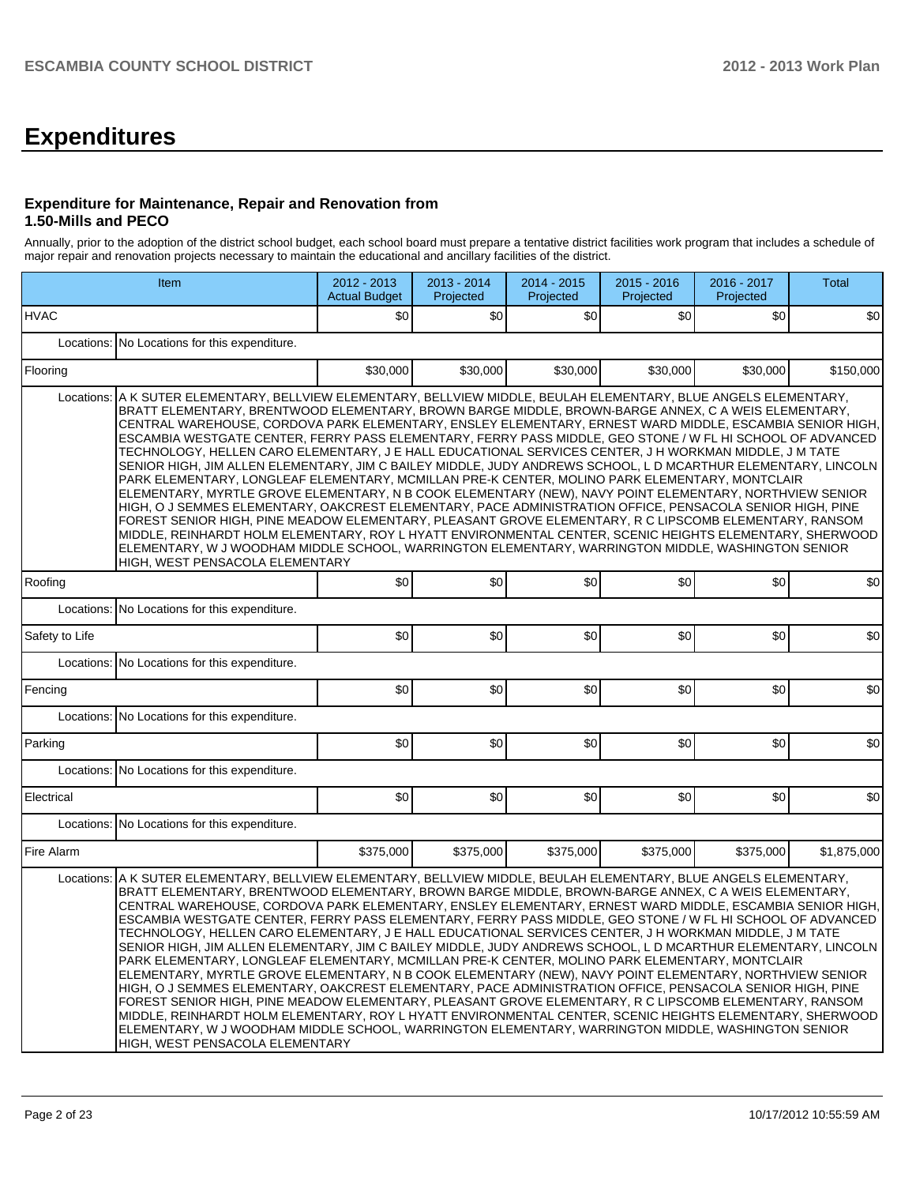# Expenditures

### Expenditure for Maintenance, Repair and Renovation from 1.50-Mills and PECO

Annually, prior to the adoption of the district school budget, each school board must prepare a tentative district facilities work program that includes a schedule of major repair and renovation projects necessary to maintain the educational and ancillary facilities of the district.

| Item | | 2012 - 2013 Actual Budget | 2013 - 2014 Projected | 2014 - 2015 Projected | 2015 - 2016 Projected | 2016 - 2017 Projected | Total |
|---|---|---|---|---|---|---|---|
| HVAC | | $0 | $0 | $0 | $0 | $0 | $0 |
| Locations: | No Locations for this expenditure. | | | | | | |
| Flooring | | $30,000 | $30,000 | $30,000 | $30,000 | $30,000 | $150,000 |
| Locations: | A K SUTER ELEMENTARY, BELLVIEW ELEMENTARY, BELLVIEW MIDDLE, BEULAH ELEMENTARY, BLUE ANGELS ELEMENTARY, BRATT ELEMENTARY, BRENTWOOD ELEMENTARY, BROWN BARGE MIDDLE, BROWN-BARGE ANNEX, C A WEIS ELEMENTARY, CENTRAL WAREHOUSE, CORDOVA PARK ELEMENTARY, ENSLEY ELEMENTARY, ERNEST WARD MIDDLE, ESCAMBIA SENIOR HIGH, ESCAMBIA WESTGATE CENTER, FERRY PASS ELEMENTARY, FERRY PASS MIDDLE, GEO STONE / W FL HI SCHOOL OF ADVANCED TECHNOLOGY, HELLEN CARO ELEMENTARY, J E HALL EDUCATIONAL SERVICES CENTER, J H WORKMAN MIDDLE, J M TATE SENIOR HIGH, JIM ALLEN ELEMENTARY, JIM C BAILEY MIDDLE, JUDY ANDREWS SCHOOL, L D MCARTHUR ELEMENTARY, LINCOLN PARK ELEMENTARY, LONGLEAF ELEMENTARY, MCMILLAN PRE-K CENTER, MOLINO PARK ELEMENTARY, MONTCLAIR ELEMENTARY, MYRTLE GROVE ELEMENTARY, N B COOK ELEMENTARY (NEW), NAVY POINT ELEMENTARY, NORTHVIEW SENIOR HIGH, O J SEMMES ELEMENTARY, OAKCREST ELEMENTARY, PACE ADMINISTRATION OFFICE, PENSACOLA SENIOR HIGH, PINE FOREST SENIOR HIGH, PINE MEADOW ELEMENTARY, PLEASANT GROVE ELEMENTARY, R C LIPSCOMB ELEMENTARY, RANSOM MIDDLE, REINHARDT HOLM ELEMENTARY, ROY L HYATT ENVIRONMENTAL CENTER, SCENIC HEIGHTS ELEMENTARY, SHERWOOD ELEMENTARY, W J WOODHAM MIDDLE SCHOOL, WARRINGTON ELEMENTARY, WARRINGTON MIDDLE, WASHINGTON SENIOR HIGH, WEST PENSACOLA ELEMENTARY | | | | | | |
| Roofing | | $0 | $0 | $0 | $0 | $0 | $0 |
| Locations: | No Locations for this expenditure. | | | | | | |
| Safety to Life | | $0 | $0 | $0 | $0 | $0 | $0 |
| Locations: | No Locations for this expenditure. | | | | | | |
| Fencing | | $0 | $0 | $0 | $0 | $0 | $0 |
| Locations: | No Locations for this expenditure. | | | | | | |
| Parking | | $0 | $0 | $0 | $0 | $0 | $0 |
| Locations: | No Locations for this expenditure. | | | | | | |
| Electrical | | $0 | $0 | $0 | $0 | $0 | $0 |
| Locations: | No Locations for this expenditure. | | | | | | |
| Fire Alarm | | $375,000 | $375,000 | $375,000 | $375,000 | $375,000 | $1,875,000 |
| Locations: | A K SUTER ELEMENTARY, BELLVIEW ELEMENTARY, BELLVIEW MIDDLE, BEULAH ELEMENTARY, BLUE ANGELS ELEMENTARY, BRATT ELEMENTARY, BRENTWOOD ELEMENTARY, BROWN BARGE MIDDLE, BROWN-BARGE ANNEX, C A WEIS ELEMENTARY, CENTRAL WAREHOUSE, CORDOVA PARK ELEMENTARY, ENSLEY ELEMENTARY, ERNEST WARD MIDDLE, ESCAMBIA SENIOR HIGH, ESCAMBIA WESTGATE CENTER, FERRY PASS ELEMENTARY, FERRY PASS MIDDLE, GEO STONE / W FL HI SCHOOL OF ADVANCED TECHNOLOGY, HELLEN CARO ELEMENTARY, J E HALL EDUCATIONAL SERVICES CENTER, J H WORKMAN MIDDLE, J M TATE SENIOR HIGH, JIM ALLEN ELEMENTARY, JIM C BAILEY MIDDLE, JUDY ANDREWS SCHOOL, L D MCARTHUR ELEMENTARY, LINCOLN PARK ELEMENTARY, LONGLEAF ELEMENTARY, MCMILLAN PRE-K CENTER, MOLINO PARK ELEMENTARY, MONTCLAIR ELEMENTARY, MYRTLE GROVE ELEMENTARY, N B COOK ELEMENTARY (NEW), NAVY POINT ELEMENTARY, NORTHVIEW SENIOR HIGH, O J SEMMES ELEMENTARY, OAKCREST ELEMENTARY, PACE ADMINISTRATION OFFICE, PENSACOLA SENIOR HIGH, PINE FOREST SENIOR HIGH, PINE MEADOW ELEMENTARY, PLEASANT GROVE ELEMENTARY, R C LIPSCOMB ELEMENTARY, RANSOM MIDDLE, REINHARDT HOLM ELEMENTARY, ROY L HYATT ENVIRONMENTAL CENTER, SCENIC HEIGHTS ELEMENTARY, SHERWOOD ELEMENTARY, W J WOODHAM MIDDLE SCHOOL, WARRINGTON ELEMENTARY, WARRINGTON MIDDLE, WASHINGTON SENIOR HIGH, WEST PENSACOLA ELEMENTARY | | | | | | |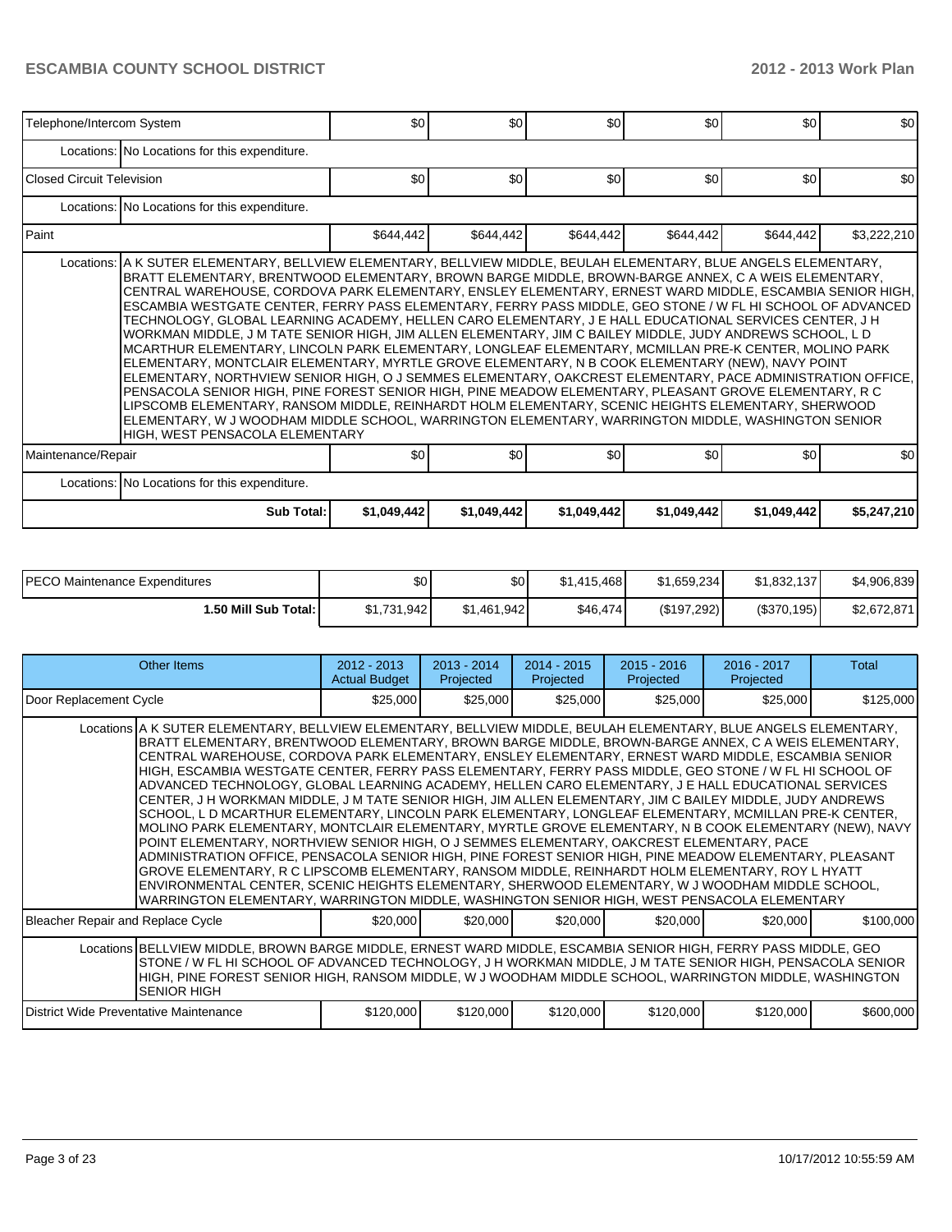| | | | | | | |
|---|---|---|---|---|---|---|
| Telephone/Intercom System | | $0 | $0 | $0 | $0 | $0 | $0 |
| Locations: | No Locations for this expenditure. | | | | | | |
| Closed Circuit Television | | $0 | $0 | $0 | $0 | $0 | $0 |
| Locations: | No Locations for this expenditure. | | | | | | |
| Paint | | $644,442 | $644,442 | $644,442 | $644,442 | $644,442 | $3,222,210 |
| Locations: | A K SUTER ELEMENTARY, BELLVIEW ELEMENTARY, BELLVIEW MIDDLE, BEULAH ELEMENTARY, BLUE ANGELS ELEMENTARY, BRATT ELEMENTARY, BRENTWOOD ELEMENTARY, BROWN BARGE MIDDLE, BROWN-BARGE ANNEX, C A WEIS ELEMENTARY, CENTRAL WAREHOUSE, CORDOVA PARK ELEMENTARY, ENSLEY ELEMENTARY, ERNEST WARD MIDDLE, ESCAMBIA SENIOR HIGH, ESCAMBIA WESTGATE CENTER, FERRY PASS ELEMENTARY, FERRY PASS MIDDLE, GEO STONE / W FL HI SCHOOL OF ADVANCED TECHNOLOGY, GLOBAL LEARNING ACADEMY, HELLEN CARO ELEMENTARY, J E HALL EDUCATIONAL SERVICES CENTER, J H WORKMAN MIDDLE, J M TATE SENIOR HIGH, JIM ALLEN ELEMENTARY, JIM C BAILEY MIDDLE, JUDY ANDREWS SCHOOL, L D MCARTHUR ELEMENTARY, LINCOLN PARK ELEMENTARY, LONGLEAF ELEMENTARY, MCMILLAN PRE-K CENTER, MOLINO PARK ELEMENTARY, MONTCLAIR ELEMENTARY, MYRTLE GROVE ELEMENTARY, N B COOK ELEMENTARY (NEW), NAVY POINT ELEMENTARY, NORTHVIEW SENIOR HIGH, O J SEMMES ELEMENTARY, OAKCREST ELEMENTARY, PACE ADMINISTRATION OFFICE, PENSACOLA SENIOR HIGH, PINE FOREST SENIOR HIGH, PINE MEADOW ELEMENTARY, PLEASANT GROVE ELEMENTARY, R C LIPSCOMB ELEMENTARY, RANSOM MIDDLE, REINHARDT HOLM ELEMENTARY, SCENIC HEIGHTS ELEMENTARY, SHERWOOD ELEMENTARY, W J WOODHAM MIDDLE SCHOOL, WARRINGTON ELEMENTARY, WARRINGTON MIDDLE, WASHINGTON SENIOR HIGH, WEST PENSACOLA ELEMENTARY | | | | | | |
| Maintenance/Repair | | $0 | $0 | $0 | $0 | $0 | $0 |
| Locations: | No Locations for this expenditure. | | | | | | |
| | **Sub Total:** | **$1,049,442** | **$1,049,442** | **$1,049,442** | **$1,049,442** | **$1,049,442** | **$5,247,210** |

| | | | | | | |
|---|---|---|---|---|---|---|
| PECO Maintenance Expenditures | $0 | $0 | $1,415,468 | $1,659,234 | $1,832,137 | $4,906,839 |
| **1.50 Mill Sub Total:** | $1,731,942 | $1,461,942 | $46,474 | ($197,292) | ($370,195) | $2,672,871 |

| Other Items | | 2012 - 2013 Actual Budget | 2013 - 2014 Projected | 2014 - 2015 Projected | 2015 - 2016 Projected | 2016 - 2017 Projected | Total |
|---|---|---|---|---|---|---|---|
| Door Replacement Cycle | | $25,000 | $25,000 | $25,000 | $25,000 | $25,000 | $125,000 |
| Locations | A K SUTER ELEMENTARY, BELLVIEW ELEMENTARY, BELLVIEW MIDDLE, BEULAH ELEMENTARY, BLUE ANGELS ELEMENTARY, BRATT ELEMENTARY, BRENTWOOD ELEMENTARY, BROWN BARGE MIDDLE, BROWN-BARGE ANNEX, C A WEIS ELEMENTARY, CENTRAL WAREHOUSE, CORDOVA PARK ELEMENTARY, ENSLEY ELEMENTARY, ERNEST WARD MIDDLE, ESCAMBIA SENIOR HIGH, ESCAMBIA WESTGATE CENTER, FERRY PASS ELEMENTARY, FERRY PASS MIDDLE, GEO STONE / W FL HI SCHOOL OF ADVANCED TECHNOLOGY, GLOBAL LEARNING ACADEMY, HELLEN CARO ELEMENTARY, J E HALL EDUCATIONAL SERVICES CENTER, J H WORKMAN MIDDLE, J M TATE SENIOR HIGH, JIM ALLEN ELEMENTARY, JIM C BAILEY MIDDLE, JUDY ANDREWS SCHOOL, L D MCARTHUR ELEMENTARY, LINCOLN PARK ELEMENTARY, LONGLEAF ELEMENTARY, MCMILLAN PRE-K CENTER, MOLINO PARK ELEMENTARY, MONTCLAIR ELEMENTARY, MYRTLE GROVE ELEMENTARY, N B COOK ELEMENTARY (NEW), NAVY POINT ELEMENTARY, NORTHVIEW SENIOR HIGH, O J SEMMES ELEMENTARY, OAKCREST ELEMENTARY, PACE ADMINISTRATION OFFICE, PENSACOLA SENIOR HIGH, PINE FOREST SENIOR HIGH, PINE MEADOW ELEMENTARY, PLEASANT GROVE ELEMENTARY, R C LIPSCOMB ELEMENTARY, RANSOM MIDDLE, REINHARDT HOLM ELEMENTARY, ROY L HYATT ENVIRONMENTAL CENTER, SCENIC HEIGHTS ELEMENTARY, SHERWOOD ELEMENTARY, W J WOODHAM MIDDLE SCHOOL, WARRINGTON ELEMENTARY, WARRINGTON MIDDLE, WASHINGTON SENIOR HIGH, WEST PENSACOLA ELEMENTARY | | | | | | |
| Bleacher Repair and Replace Cycle | | $20,000 | $20,000 | $20,000 | $20,000 | $20,000 | $100,000 |
| Locations | BELLVIEW MIDDLE, BROWN BARGE MIDDLE, ERNEST WARD MIDDLE, ESCAMBIA SENIOR HIGH, FERRY PASS MIDDLE, GEO STONE / W FL HI SCHOOL OF ADVANCED TECHNOLOGY, J H WORKMAN MIDDLE, J M TATE SENIOR HIGH, PENSACOLA SENIOR HIGH, PINE FOREST SENIOR HIGH, RANSOM MIDDLE, W J WOODHAM MIDDLE SCHOOL, WARRINGTON MIDDLE, WASHINGTON SENIOR HIGH | | | | | | |
| District Wide Preventative Maintenance | | $120,000 | $120,000 | $120,000 | $120,000 | $120,000 | $600,000 |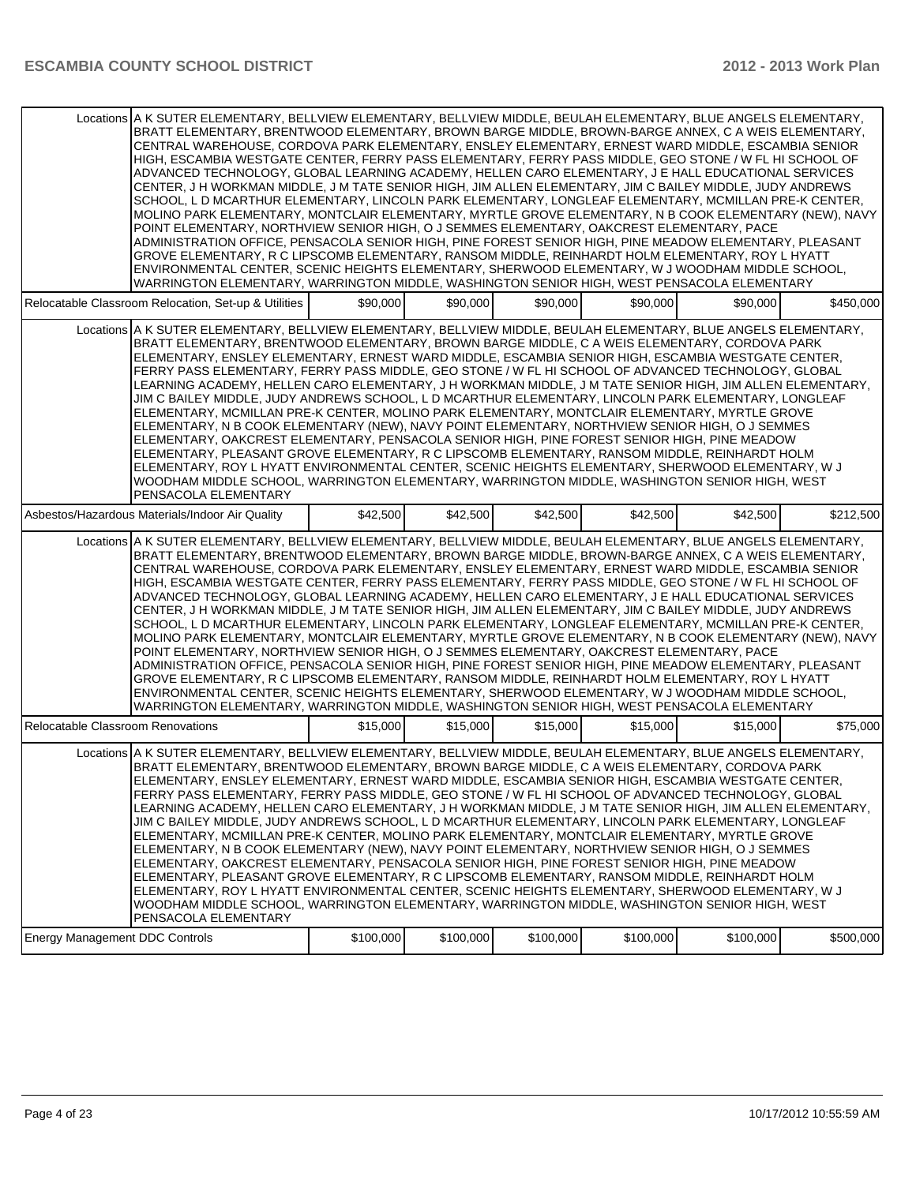| | | | | | | |
|---|---|---|---|---|---|---|
| Locations | A K SUTER ELEMENTARY, BELLVIEW ELEMENTARY, BELLVIEW MIDDLE, BEULAH ELEMENTARY, BLUE ANGELS ELEMENTARY, BRATT ELEMENTARY, BRENTWOOD ELEMENTARY, BROWN BARGE MIDDLE, BROWN-BARGE ANNEX, C A WEIS ELEMENTARY, CENTRAL WAREHOUSE, CORDOVA PARK ELEMENTARY, ENSLEY ELEMENTARY, ERNEST WARD MIDDLE, ESCAMBIA SENIOR HIGH, ESCAMBIA WESTGATE CENTER, FERRY PASS ELEMENTARY, FERRY PASS MIDDLE, GEO STONE / W FL HI SCHOOL OF ADVANCED TECHNOLOGY, GLOBAL LEARNING ACADEMY, HELLEN CARO ELEMENTARY, J E HALL EDUCATIONAL SERVICES CENTER, J H WORKMAN MIDDLE, J M TATE SENIOR HIGH, JIM ALLEN ELEMENTARY, JIM C BAILEY MIDDLE, JUDY ANDREWS SCHOOL, L D MCARTHUR ELEMENTARY, LINCOLN PARK ELEMENTARY, LONGLEAF ELEMENTARY, MCMILLAN PRE-K CENTER, MOLINO PARK ELEMENTARY, MONTCLAIR ELEMENTARY, MYRTLE GROVE ELEMENTARY, N B COOK ELEMENTARY (NEW), NAVY POINT ELEMENTARY, NORTHVIEW SENIOR HIGH, O J SEMMES ELEMENTARY, OAKCREST ELEMENTARY, PACE ADMINISTRATION OFFICE, PENSACOLA SENIOR HIGH, PINE FOREST SENIOR HIGH, PINE MEADOW ELEMENTARY, PLEASANT GROVE ELEMENTARY, R C LIPSCOMB ELEMENTARY, RANSOM MIDDLE, REINHARDT HOLM ELEMENTARY, ROY L HYATT ENVIRONMENTAL CENTER, SCENIC HEIGHTS ELEMENTARY, SHERWOOD ELEMENTARY, W J WOODHAM MIDDLE SCHOOL, WARRINGTON ELEMENTARY, WARRINGTON MIDDLE, WASHINGTON SENIOR HIGH, WEST PENSACOLA ELEMENTARY | | | | | |
| Relocatable Classroom Relocation, Set-up & Utilities | | $90,000 | $90,000 | $90,000 | $90,000 | $90,000 | $450,000 |
| Locations | A K SUTER ELEMENTARY, BELLVIEW ELEMENTARY, BELLVIEW MIDDLE, BEULAH ELEMENTARY, BLUE ANGELS ELEMENTARY, BRATT ELEMENTARY, BRENTWOOD ELEMENTARY, BROWN BARGE MIDDLE, C A WEIS ELEMENTARY, CORDOVA PARK ELEMENTARY, ENSLEY ELEMENTARY, ERNEST WARD MIDDLE, ESCAMBIA SENIOR HIGH, ESCAMBIA WESTGATE CENTER, FERRY PASS ELEMENTARY, FERRY PASS MIDDLE, GEO STONE / W FL HI SCHOOL OF ADVANCED TECHNOLOGY, GLOBAL LEARNING ACADEMY, HELLEN CARO ELEMENTARY, J H WORKMAN MIDDLE, J M TATE SENIOR HIGH, JIM ALLEN ELEMENTARY, JIM C BAILEY MIDDLE, JUDY ANDREWS SCHOOL, L D MCARTHUR ELEMENTARY, LINCOLN PARK ELEMENTARY, LONGLEAF ELEMENTARY, MCMILLAN PRE-K CENTER, MOLINO PARK ELEMENTARY, MONTCLAIR ELEMENTARY, MYRTLE GROVE ELEMENTARY, N B COOK ELEMENTARY (NEW), NAVY POINT ELEMENTARY, NORTHVIEW SENIOR HIGH, O J SEMMES ELEMENTARY, OAKCREST ELEMENTARY, PENSACOLA SENIOR HIGH, PINE FOREST SENIOR HIGH, PINE MEADOW ELEMENTARY, PLEASANT GROVE ELEMENTARY, R C LIPSCOMB ELEMENTARY, RANSOM MIDDLE, REINHARDT HOLM ELEMENTARY, ROY L HYATT ENVIRONMENTAL CENTER, SCENIC HEIGHTS ELEMENTARY, SHERWOOD ELEMENTARY, W J WOODHAM MIDDLE SCHOOL, WARRINGTON ELEMENTARY, WARRINGTON MIDDLE, WASHINGTON SENIOR HIGH, WEST PENSACOLA ELEMENTARY | | | | | |
| Asbestos/Hazardous Materials/Indoor Air Quality | | $42,500 | $42,500 | $42,500 | $42,500 | $42,500 | $212,500 |
| Locations | A K SUTER ELEMENTARY, BELLVIEW ELEMENTARY, BELLVIEW MIDDLE, BEULAH ELEMENTARY, BLUE ANGELS ELEMENTARY, BRATT ELEMENTARY, BRENTWOOD ELEMENTARY, BROWN BARGE MIDDLE, BROWN-BARGE ANNEX, C A WEIS ELEMENTARY, CENTRAL WAREHOUSE, CORDOVA PARK ELEMENTARY, ENSLEY ELEMENTARY, ERNEST WARD MIDDLE, ESCAMBIA SENIOR HIGH, ESCAMBIA WESTGATE CENTER, FERRY PASS ELEMENTARY, FERRY PASS MIDDLE, GEO STONE / W FL HI SCHOOL OF ADVANCED TECHNOLOGY, GLOBAL LEARNING ACADEMY, HELLEN CARO ELEMENTARY, J E HALL EDUCATIONAL SERVICES CENTER, J H WORKMAN MIDDLE, J M TATE SENIOR HIGH, JIM ALLEN ELEMENTARY, JIM C BAILEY MIDDLE, JUDY ANDREWS SCHOOL, L D MCARTHUR ELEMENTARY, LINCOLN PARK ELEMENTARY, LONGLEAF ELEMENTARY, MCMILLAN PRE-K CENTER, MOLINO PARK ELEMENTARY, MONTCLAIR ELEMENTARY, MYRTLE GROVE ELEMENTARY, N B COOK ELEMENTARY (NEW), NAVY POINT ELEMENTARY, NORTHVIEW SENIOR HIGH, O J SEMMES ELEMENTARY, OAKCREST ELEMENTARY, PACE ADMINISTRATION OFFICE, PENSACOLA SENIOR HIGH, PINE FOREST SENIOR HIGH, PINE MEADOW ELEMENTARY, PLEASANT GROVE ELEMENTARY, R C LIPSCOMB ELEMENTARY, RANSOM MIDDLE, REINHARDT HOLM ELEMENTARY, ROY L HYATT ENVIRONMENTAL CENTER, SCENIC HEIGHTS ELEMENTARY, SHERWOOD ELEMENTARY, W J WOODHAM MIDDLE SCHOOL, WARRINGTON ELEMENTARY, WARRINGTON MIDDLE, WASHINGTON SENIOR HIGH, WEST PENSACOLA ELEMENTARY | | | | | |
| Relocatable Classroom Renovations | | $15,000 | $15,000 | $15,000 | $15,000 | $15,000 | $75,000 |
| Locations | A K SUTER ELEMENTARY, BELLVIEW ELEMENTARY, BELLVIEW MIDDLE, BEULAH ELEMENTARY, BLUE ANGELS ELEMENTARY, BRATT ELEMENTARY, BRENTWOOD ELEMENTARY, BROWN BARGE MIDDLE, C A WEIS ELEMENTARY, CORDOVA PARK ELEMENTARY, ENSLEY ELEMENTARY, ERNEST WARD MIDDLE, ESCAMBIA SENIOR HIGH, ESCAMBIA WESTGATE CENTER, FERRY PASS ELEMENTARY, FERRY PASS MIDDLE, GEO STONE / W FL HI SCHOOL OF ADVANCED TECHNOLOGY, GLOBAL LEARNING ACADEMY, HELLEN CARO ELEMENTARY, J H WORKMAN MIDDLE, J M TATE SENIOR HIGH, JIM ALLEN ELEMENTARY, JIM C BAILEY MIDDLE, JUDY ANDREWS SCHOOL, L D MCARTHUR ELEMENTARY, LINCOLN PARK ELEMENTARY, LONGLEAF ELEMENTARY, MCMILLAN PRE-K CENTER, MOLINO PARK ELEMENTARY, MONTCLAIR ELEMENTARY, MYRTLE GROVE ELEMENTARY, N B COOK ELEMENTARY (NEW), NAVY POINT ELEMENTARY, NORTHVIEW SENIOR HIGH, O J SEMMES ELEMENTARY, OAKCREST ELEMENTARY, PENSACOLA SENIOR HIGH, PINE FOREST SENIOR HIGH, PINE MEADOW ELEMENTARY, PLEASANT GROVE ELEMENTARY, R C LIPSCOMB ELEMENTARY, RANSOM MIDDLE, REINHARDT HOLM ELEMENTARY, ROY L HYATT ENVIRONMENTAL CENTER, SCENIC HEIGHTS ELEMENTARY, SHERWOOD ELEMENTARY, W J WOODHAM MIDDLE SCHOOL, WARRINGTON ELEMENTARY, WARRINGTON MIDDLE, WASHINGTON SENIOR HIGH, WEST PENSACOLA ELEMENTARY | | | | | |
| Energy Management DDC Controls | | $100,000 | $100,000 | $100,000 | $100,000 | $100,000 | $500,000 |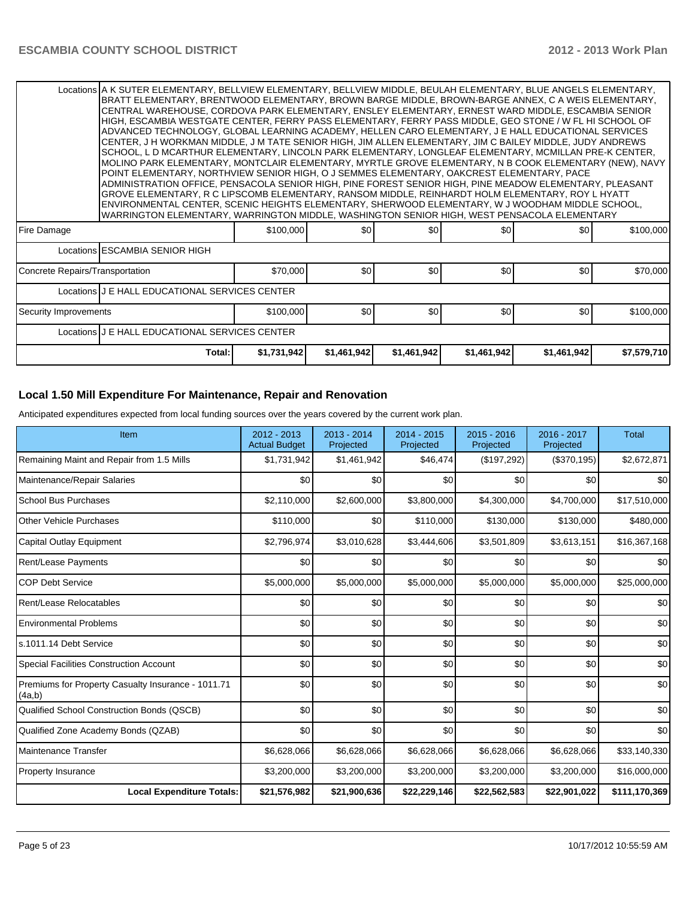| | | | | | | |
|---|---|---|---|---|---|---|
| Locations | A K SUTER ELEMENTARY, BELLVIEW ELEMENTARY, BELLVIEW MIDDLE, BEULAH ELEMENTARY, BLUE ANGELS ELEMENTARY, BRATT ELEMENTARY, BRENTWOOD ELEMENTARY, BROWN BARGE MIDDLE, BROWN-BARGE ANNEX, C A WEIS ELEMENTARY, CENTRAL WAREHOUSE, CORDOVA PARK ELEMENTARY, ENSLEY ELEMENTARY, ERNEST WARD MIDDLE, ESCAMBIA SENIOR HIGH, ESCAMBIA WESTGATE CENTER, FERRY PASS ELEMENTARY, FERRY PASS MIDDLE, GEO STONE / W FL HI SCHOOL OF ADVANCED TECHNOLOGY, GLOBAL LEARNING ACADEMY, HELLEN CARO ELEMENTARY, J E HALL EDUCATIONAL SERVICES CENTER, J H WORKMAN MIDDLE, J M TATE SENIOR HIGH, JIM ALLEN ELEMENTARY, JIM C BAILEY MIDDLE, JUDY ANDREWS SCHOOL, L D MCARTHUR ELEMENTARY, LINCOLN PARK ELEMENTARY, LONGLEAF ELEMENTARY, MCMILLAN PRE-K CENTER, MOLINO PARK ELEMENTARY, MONTCLAIR ELEMENTARY, MYRTLE GROVE ELEMENTARY, N B COOK ELEMENTARY (NEW), NAVY POINT ELEMENTARY, NORTHVIEW SENIOR HIGH, O J SEMMES ELEMENTARY, OAKCREST ELEMENTARY, PACE ADMINISTRATION OFFICE, PENSACOLA SENIOR HIGH, PINE FOREST SENIOR HIGH, PINE MEADOW ELEMENTARY, PLEASANT GROVE ELEMENTARY, R C LIPSCOMB ELEMENTARY, RANSOM MIDDLE, REINHARDT HOLM ELEMENTARY, ROY L HYATT ENVIRONMENTAL CENTER, SCENIC HEIGHTS ELEMENTARY, SHERWOOD ELEMENTARY, W J WOODHAM MIDDLE SCHOOL, WARRINGTON ELEMENTARY, WARRINGTON MIDDLE, WASHINGTON SENIOR HIGH, WEST PENSACOLA ELEMENTARY | | | | | |
| Fire Damage | | $100,000 | $0 | $0 | $0 | $0 | $100,000 |
| Locations | ESCAMBIA SENIOR HIGH | | | | | | |
| Concrete Repairs/Transportation | | $70,000 | $0 | $0 | $0 | $0 | $70,000 |
| Locations | J E HALL EDUCATIONAL SERVICES CENTER | | | | | | |
| Security Improvements | | $100,000 | $0 | $0 | $0 | $0 | $100,000 |
| Locations | J E HALL EDUCATIONAL SERVICES CENTER | | | | | | |
| | Total: | $1,731,942 | $1,461,942 | $1,461,942 | $1,461,942 | $1,461,942 | $7,579,710 |

## Local 1.50 Mill Expenditure For Maintenance, Repair and Renovation

Anticipated expenditures expected from local funding sources over the years covered by the current work plan.

| Item | 2012 - 2013 Actual Budget | 2013 - 2014 Projected | 2014 - 2015 Projected | 2015 - 2016 Projected | 2016 - 2017 Projected | Total |
|---|---|---|---|---|---|---|
| Remaining Maint and Repair from 1.5 Mills | $1,731,942 | $1,461,942 | $46,474 | ($197,292) | ($370,195) | $2,672,871 |
| Maintenance/Repair Salaries | $0 | $0 | $0 | $0 | $0 | $0 |
| School Bus Purchases | $2,110,000 | $2,600,000 | $3,800,000 | $4,300,000 | $4,700,000 | $17,510,000 |
| Other Vehicle Purchases | $110,000 | $0 | $110,000 | $130,000 | $130,000 | $480,000 |
| Capital Outlay Equipment | $2,796,974 | $3,010,628 | $3,444,606 | $3,501,809 | $3,613,151 | $16,367,168 |
| Rent/Lease Payments | $0 | $0 | $0 | $0 | $0 | $0 |
| COP Debt Service | $5,000,000 | $5,000,000 | $5,000,000 | $5,000,000 | $5,000,000 | $25,000,000 |
| Rent/Lease Relocatables | $0 | $0 | $0 | $0 | $0 | $0 |
| Environmental Problems | $0 | $0 | $0 | $0 | $0 | $0 |
| s.1011.14 Debt Service | $0 | $0 | $0 | $0 | $0 | $0 |
| Special Facilities Construction Account | $0 | $0 | $0 | $0 | $0 | $0 |
| Premiums for Property Casualty Insurance - 1011.71 (4a,b) | $0 | $0 | $0 | $0 | $0 | $0 |
| Qualified School Construction Bonds (QSCB) | $0 | $0 | $0 | $0 | $0 | $0 |
| Qualified Zone Academy Bonds (QZAB) | $0 | $0 | $0 | $0 | $0 | $0 |
| Maintenance Transfer | $6,628,066 | $6,628,066 | $6,628,066 | $6,628,066 | $6,628,066 | $33,140,330 |
| Property Insurance | $3,200,000 | $3,200,000 | $3,200,000 | $3,200,000 | $3,200,000 | $16,000,000 |
| **Local Expenditure Totals:** | **$21,576,982** | **$21,900,636** | **$22,229,146** | **$22,562,583** | **$22,901,022** | **$111,170,369** |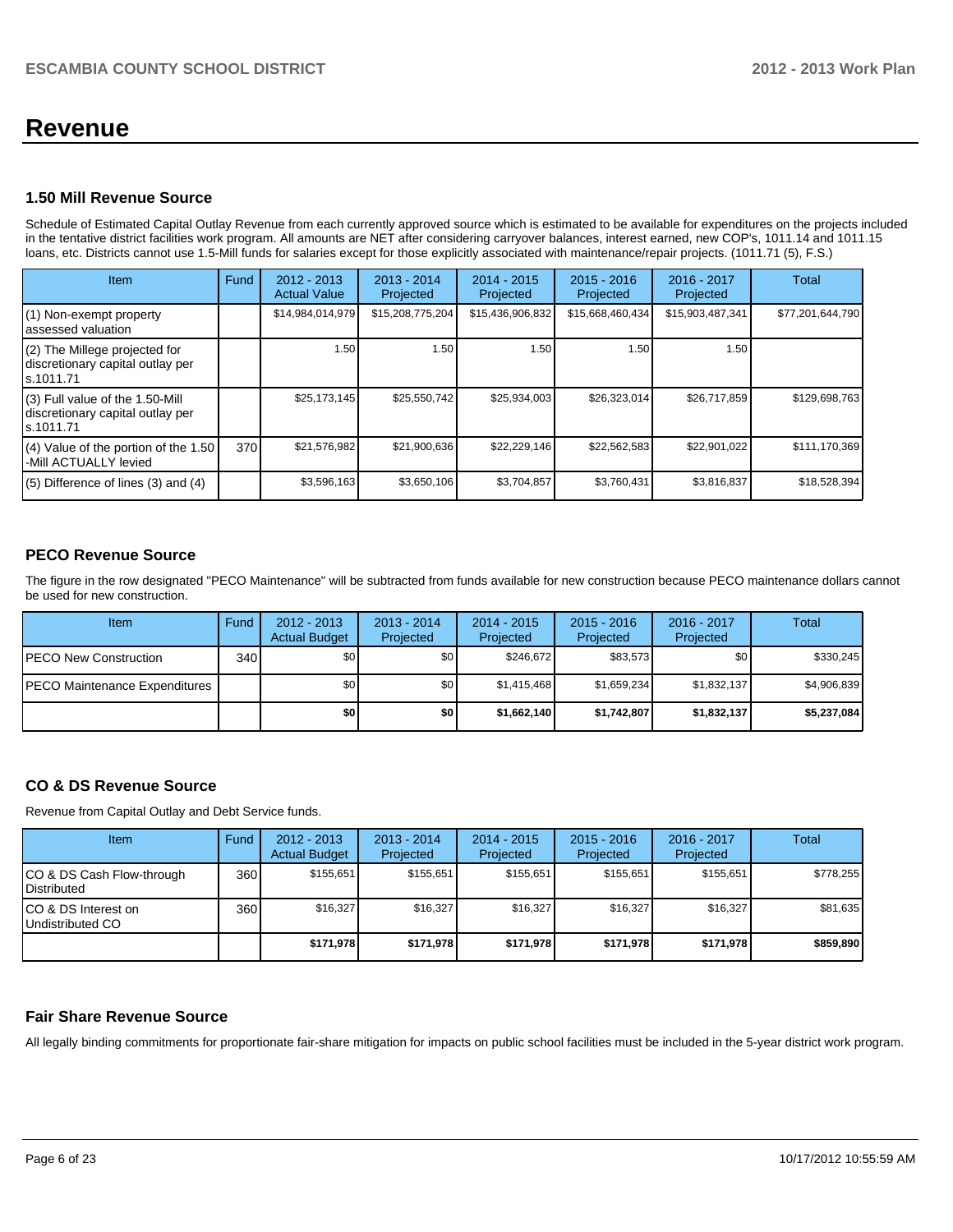# Revenue

## 1.50 Mill Revenue Source

Schedule of Estimated Capital Outlay Revenue from each currently approved source which is estimated to be available for expenditures on the projects included in the tentative district facilities work program. All amounts are NET after considering carryover balances, interest earned, new COP's, 1011.14 and 1011.15 loans, etc. Districts cannot use 1.5-Mill funds for salaries except for those explicitly associated with maintenance/repair projects. (1011.71 (5), F.S.)

| Item | Fund | 2012 - 2013 Actual Value | 2013 - 2014 Projected | 2014 - 2015 Projected | 2015 - 2016 Projected | 2016 - 2017 Projected | Total |
|---|---|---|---|---|---|---|---|
| (1) Non-exempt property assessed valuation | | $14,984,014,979 | $15,208,775,204 | $15,436,906,832 | $15,668,460,434 | $15,903,487,341 | $77,201,644,790 |
| (2) The Millege projected for discretionary capital outlay per s.1011.71 | | 1.50 | 1.50 | 1.50 | 1.50 | 1.50 | |
| (3) Full value of the 1.50-Mill discretionary capital outlay per s.1011.71 | | $25,173,145 | $25,550,742 | $25,934,003 | $26,323,014 | $26,717,859 | $129,698,763 |
| (4) Value of the portion of the 1.50 -Mill ACTUALLY levied | 370 | $21,576,982 | $21,900,636 | $22,229,146 | $22,562,583 | $22,901,022 | $111,170,369 |
| (5) Difference of lines (3) and (4) | | $3,596,163 | $3,650,106 | $3,704,857 | $3,760,431 | $3,816,837 | $18,528,394 |

## PECO Revenue Source

The figure in the row designated "PECO Maintenance" will be subtracted from funds available for new construction because PECO maintenance dollars cannot be used for new construction.

| Item | Fund | 2012 - 2013 Actual Budget | 2013 - 2014 Projected | 2014 - 2015 Projected | 2015 - 2016 Projected | 2016 - 2017 Projected | Total |
|---|---|---|---|---|---|---|---|
| PECO New Construction | 340 | $0 | $0 | $246,672 | $83,573 | $0 | $330,245 |
| PECO Maintenance Expenditures | | $0 | $0 | $1,415,468 | $1,659,234 | $1,832,137 | $4,906,839 |
| | | **$0** | **$0** | **$1,662,140** | **$1,742,807** | **$1,832,137** | **$5,237,084** |

## CO & DS Revenue Source

Revenue from Capital Outlay and Debt Service funds.

| Item | Fund | 2012 - 2013 Actual Budget | 2013 - 2014 Projected | 2014 - 2015 Projected | 2015 - 2016 Projected | 2016 - 2017 Projected | Total |
|---|---|---|---|---|---|---|---|
| CO & DS Cash Flow-through Distributed | 360 | $155,651 | $155,651 | $155,651 | $155,651 | $155,651 | $778,255 |
| CO & DS Interest on Undistributed CO | 360 | $16,327 | $16,327 | $16,327 | $16,327 | $16,327 | $81,635 |
| | | **$171,978** | **$171,978** | **$171,978** | **$171,978** | **$171,978** | **$859,890** |

## Fair Share Revenue Source

All legally binding commitments for proportionate fair-share mitigation for impacts on public school facilities must be included in the 5-year district work program.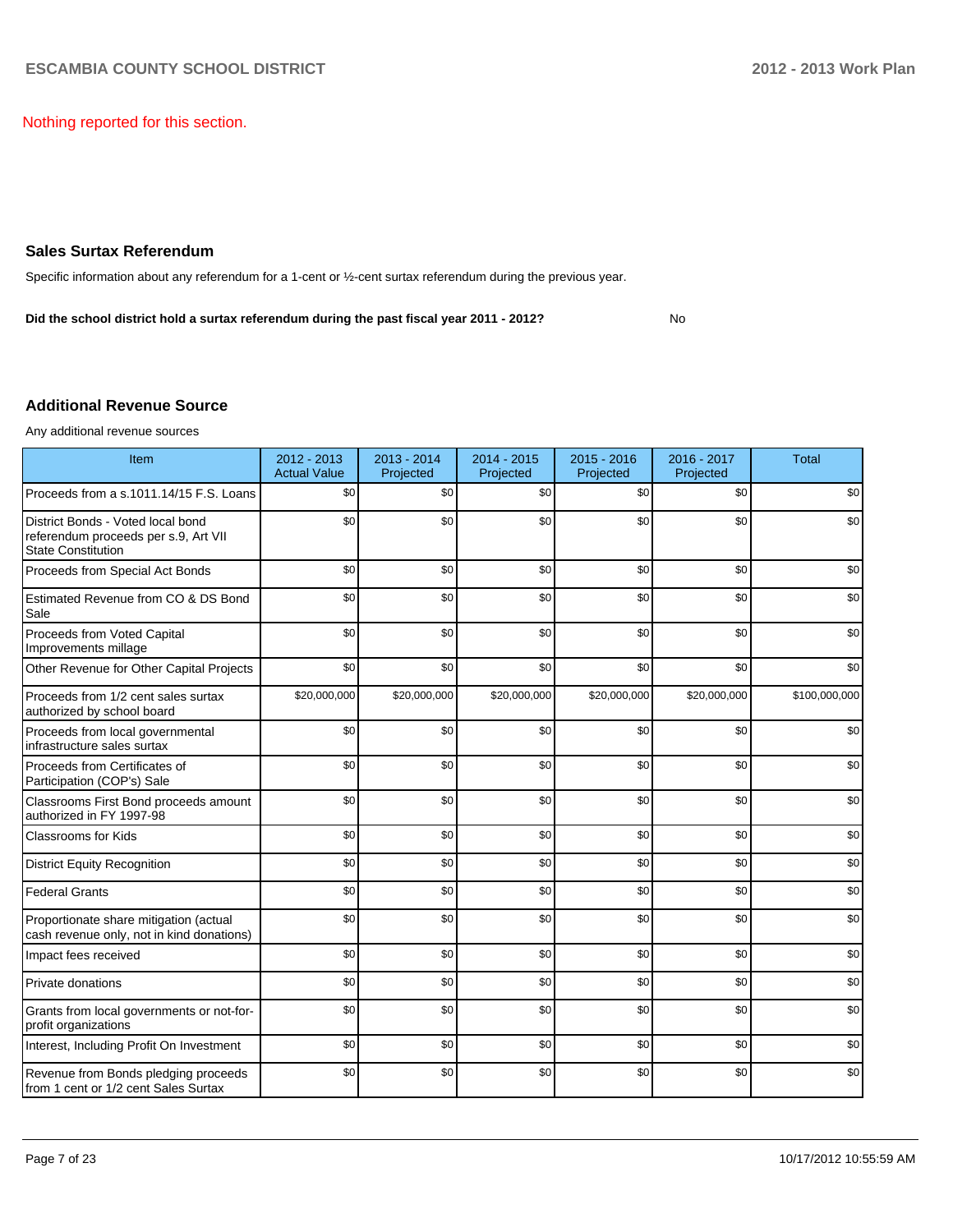Nothing reported for this section.

## Sales Surtax Referendum

Specific information about any referendum for a 1-cent or ½-cent surtax referendum during the previous year.

**Did the school district hold a surtax referendum during the past fiscal year 2011 - 2012?** No

## Additional Revenue Source

Any additional revenue sources

| Item | 2012 - 2013 Actual Value | 2013 - 2014 Projected | 2014 - 2015 Projected | 2015 - 2016 Projected | 2016 - 2017 Projected | Total |
|---|---|---|---|---|---|---|
| Proceeds from a s.1011.14/15 F.S. Loans | $0 | $0 | $0 | $0 | $0 | $0 |
| District Bonds - Voted local bond referendum proceeds per s.9, Art VII State Constitution | $0 | $0 | $0 | $0 | $0 | $0 |
| Proceeds from Special Act Bonds | $0 | $0 | $0 | $0 | $0 | $0 |
| Estimated Revenue from CO & DS Bond Sale | $0 | $0 | $0 | $0 | $0 | $0 |
| Proceeds from Voted Capital Improvements millage | $0 | $0 | $0 | $0 | $0 | $0 |
| Other Revenue for Other Capital Projects | $0 | $0 | $0 | $0 | $0 | $0 |
| Proceeds from 1/2 cent sales surtax authorized by school board | $20,000,000 | $20,000,000 | $20,000,000 | $20,000,000 | $20,000,000 | $100,000,000 |
| Proceeds from local governmental infrastructure sales surtax | $0 | $0 | $0 | $0 | $0 | $0 |
| Proceeds from Certificates of Participation (COP's) Sale | $0 | $0 | $0 | $0 | $0 | $0 |
| Classrooms First Bond proceeds amount authorized in FY 1997-98 | $0 | $0 | $0 | $0 | $0 | $0 |
| Classrooms for Kids | $0 | $0 | $0 | $0 | $0 | $0 |
| District Equity Recognition | $0 | $0 | $0 | $0 | $0 | $0 |
| Federal Grants | $0 | $0 | $0 | $0 | $0 | $0 |
| Proportionate share mitigation (actual cash revenue only, not in kind donations) | $0 | $0 | $0 | $0 | $0 | $0 |
| Impact fees received | $0 | $0 | $0 | $0 | $0 | $0 |
| Private donations | $0 | $0 | $0 | $0 | $0 | $0 |
| Grants from local governments or not-for-profit organizations | $0 | $0 | $0 | $0 | $0 | $0 |
| Interest, Including Profit On Investment | $0 | $0 | $0 | $0 | $0 | $0 |
| Revenue from Bonds pledging proceeds from 1 cent or 1/2 cent Sales Surtax | $0 | $0 | $0 | $0 | $0 | $0 |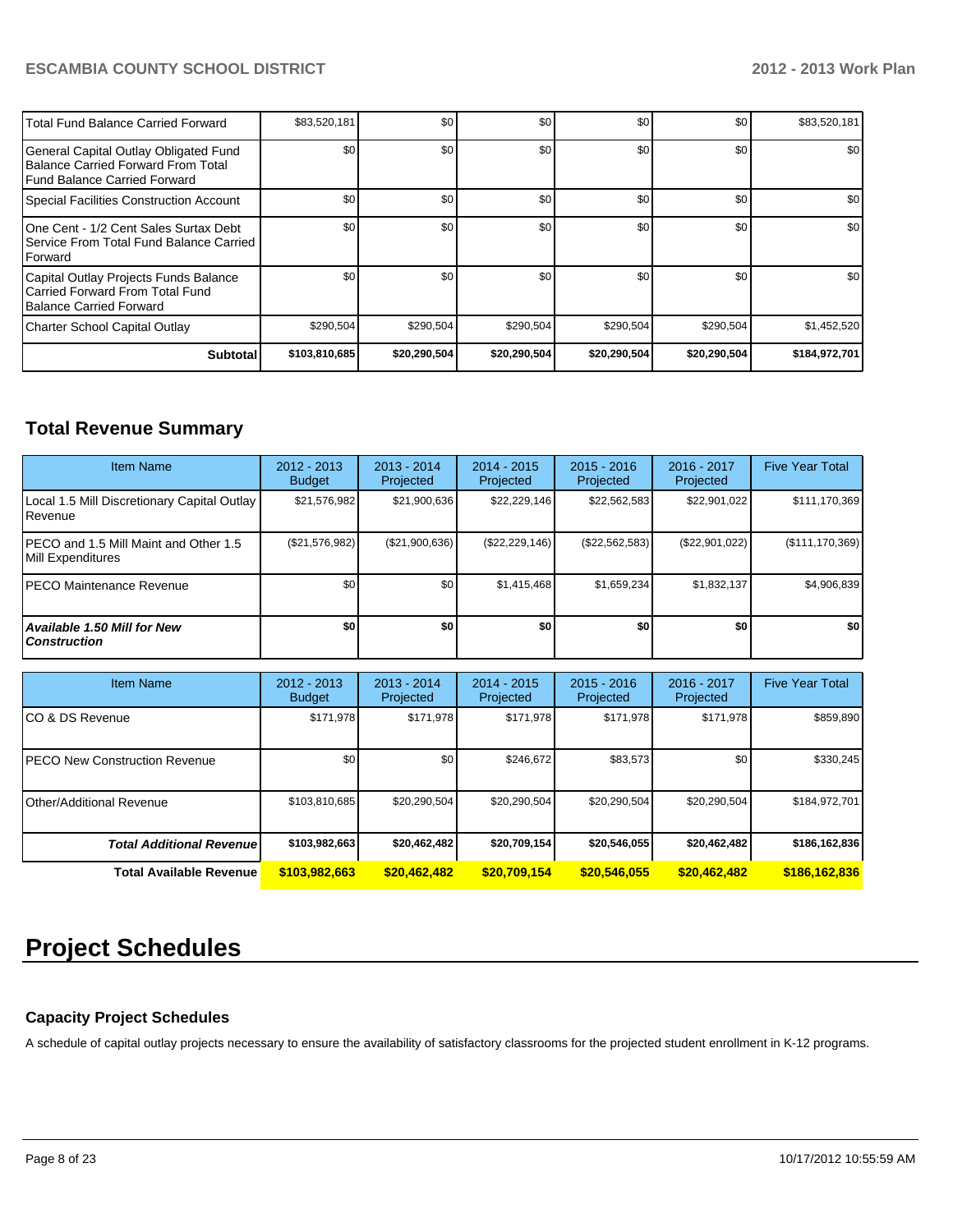| | | | | | | |
|---|---|---|---|---|---|---|
| Total Fund Balance Carried Forward | $83,520,181 | $0 | $0 | $0 | $0 | $83,520,181 |
| General Capital Outlay Obligated Fund Balance Carried Forward From Total Fund Balance Carried Forward | $0 | $0 | $0 | $0 | $0 | $0 |
| Special Facilities Construction Account | $0 | $0 | $0 | $0 | $0 | $0 |
| One Cent - 1/2 Cent Sales Surtax Debt Service From Total Fund Balance Carried Forward | $0 | $0 | $0 | $0 | $0 | $0 |
| Capital Outlay Projects Funds Balance Carried Forward From Total Fund Balance Carried Forward | $0 | $0 | $0 | $0 | $0 | $0 |
| Charter School Capital Outlay | $290,504 | $290,504 | $290,504 | $290,504 | $290,504 | $1,452,520 |
| **Subtotal** | **$103,810,685** | **$20,290,504** | **$20,290,504** | **$20,290,504** | **$20,290,504** | **$184,972,701** |

## Total Revenue Summary

| Item Name | 2012 - 2013 Budget | 2013 - 2014 Projected | 2014 - 2015 Projected | 2015 - 2016 Projected | 2016 - 2017 Projected | Five Year Total |
|---|---|---|---|---|---|---|
| Local 1.5 Mill Discretionary Capital Outlay Revenue | $21,576,982 | $21,900,636 | $22,229,146 | $22,562,583 | $22,901,022 | $111,170,369 |
| PECO and 1.5 Mill Maint and Other 1.5 Mill Expenditures | ($21,576,982) | ($21,900,636) | ($22,229,146) | ($22,562,583) | ($22,901,022) | ($111,170,369) |
| PECO Maintenance Revenue | $0 | $0 | $1,415,468 | $1,659,234 | $1,832,137 | $4,906,839 |
| ***Available 1.50 Mill for New Construction*** | **$0** | **$0** | **$0** | **$0** | **$0** | **$0** |

| Item Name | 2012 - 2013 Budget | 2013 - 2014 Projected | 2014 - 2015 Projected | 2015 - 2016 Projected | 2016 - 2017 Projected | Five Year Total |
|---|---|---|---|---|---|---|
| CO & DS Revenue | $171,978 | $171,978 | $171,978 | $171,978 | $171,978 | $859,890 |
| PECO New Construction Revenue | $0 | $0 | $246,672 | $83,573 | $0 | $330,245 |
| Other/Additional Revenue | $103,810,685 | $20,290,504 | $20,290,504 | $20,290,504 | $20,290,504 | $184,972,701 |
| ***Total Additional Revenue*** | **$103,982,663** | **$20,462,482** | **$20,709,154** | **$20,546,055** | **$20,462,482** | **$186,162,836** |
| **Total Available Revenue** | **$103,982,663** | **$20,462,482** | **$20,709,154** | **$20,546,055** | **$20,462,482** | **$186,162,836** |

# Project Schedules

### Capacity Project Schedules

A schedule of capital outlay projects necessary to ensure the availability of satisfactory classrooms for the projected student enrollment in K-12 programs.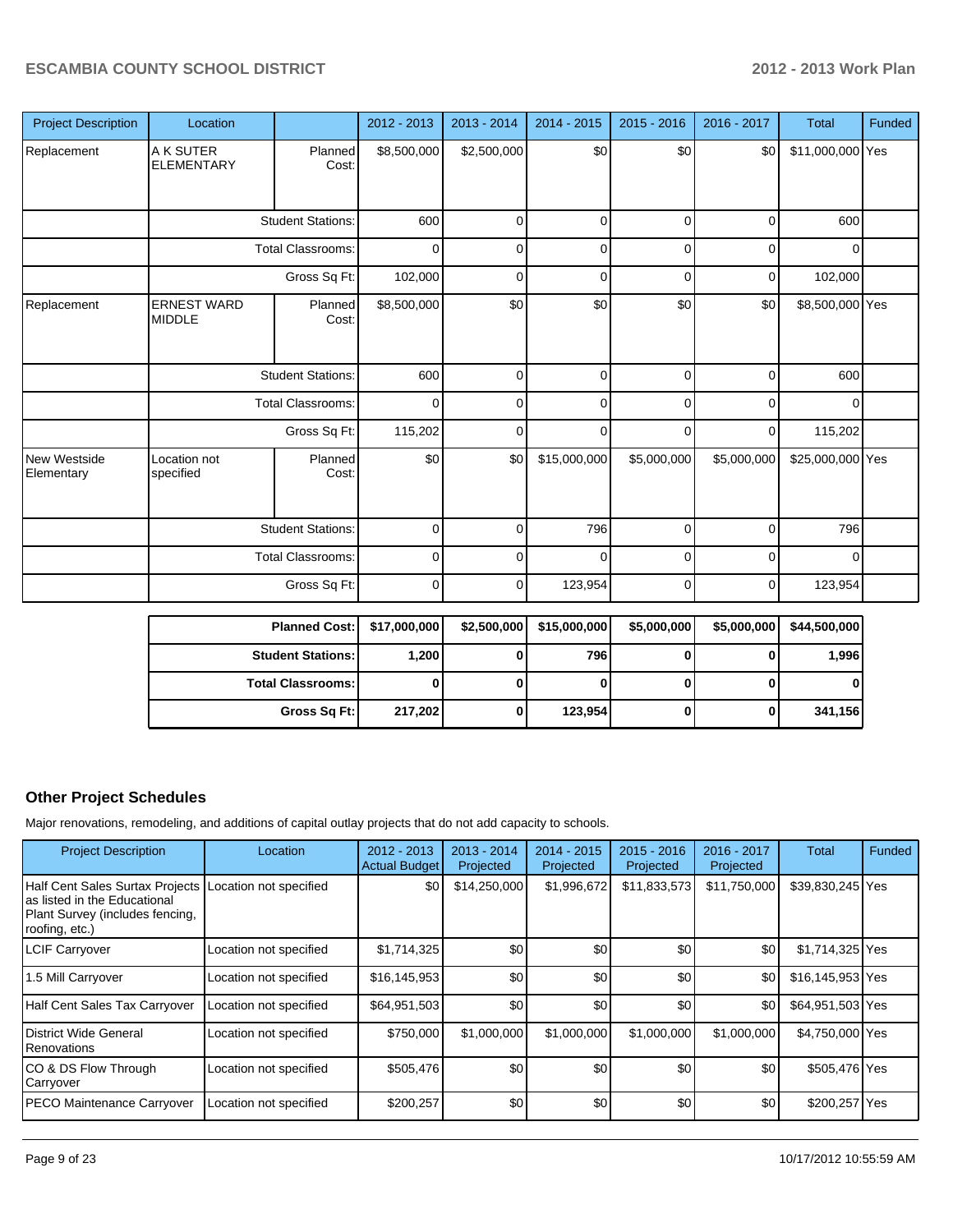| Project Description | Location | | 2012 - 2013 | 2013 - 2014 | 2014 - 2015 | 2015 - 2016 | 2016 - 2017 | Total | Funded |
|---|---|---|---|---|---|---|---|---|---|
| Replacement | A K SUTER ELEMENTARY | Planned Cost: | $8,500,000 | $2,500,000 | $0 | $0 | $0 | $11,000,000 | Yes |
| | | Student Stations: | 600 | 0 | 0 | 0 | 0 | 600 | |
| | | Total Classrooms: | 0 | 0 | 0 | 0 | 0 | 0 | |
| | | Gross Sq Ft: | 102,000 | 0 | 0 | 0 | 0 | 102,000 | |
| Replacement | ERNEST WARD MIDDLE | Planned Cost: | $8,500,000 | $0 | $0 | $0 | $0 | $8,500,000 | Yes |
| | | Student Stations: | 600 | 0 | 0 | 0 | 0 | 600 | |
| | | Total Classrooms: | 0 | 0 | 0 | 0 | 0 | 0 | |
| | | Gross Sq Ft: | 115,202 | 0 | 0 | 0 | 0 | 115,202 | |
| New Westside Elementary | Location not specified | Planned Cost: | $0 | $0 | $15,000,000 | $5,000,000 | $5,000,000 | $25,000,000 | Yes |
| | | Student Stations: | 0 | 0 | 796 | 0 | 0 | 796 | |
| | | Total Classrooms: | 0 | 0 | 0 | 0 | 0 | 0 | |
| | | Gross Sq Ft: | 0 | 0 | 123,954 | 0 | 0 | 123,954 | |

| | 2012 - 2013 | 2013 - 2014 | 2014 - 2015 | 2015 - 2016 | 2016 - 2017 | Total |
|---|---|---|---|---|---|---|
| **Planned Cost:** | **$17,000,000** | **$2,500,000** | **$15,000,000** | **$5,000,000** | **$5,000,000** | **$44,500,000** |
| **Student Stations:** | **1,200** | **0** | **796** | **0** | **0** | **1,996** |
| **Total Classrooms:** | **0** | **0** | **0** | **0** | **0** | **0** |
| **Gross Sq Ft:** | **217,202** | **0** | **123,954** | **0** | **0** | **341,156** |

### Other Project Schedules

Major renovations, remodeling, and additions of capital outlay projects that do not add capacity to schools.

| Project Description | Location | 2012 - 2013 Actual Budget | 2013 - 2014 Projected | 2014 - 2015 Projected | 2015 - 2016 Projected | 2016 - 2017 Projected | Total | Funded |
|---|---|---|---|---|---|---|---|---|
| Half Cent Sales Surtax Projects as listed in the Educational Plant Survey (includes fencing, roofing, etc.) | Location not specified | $0 | $14,250,000 | $1,996,672 | $11,833,573 | $11,750,000 | $39,830,245 | Yes |
| LCIF Carryover | Location not specified | $1,714,325 | $0 | $0 | $0 | $0 | $1,714,325 | Yes |
| 1.5 Mill Carryover | Location not specified | $16,145,953 | $0 | $0 | $0 | $0 | $16,145,953 | Yes |
| Half Cent Sales Tax Carryover | Location not specified | $64,951,503 | $0 | $0 | $0 | $0 | $64,951,503 | Yes |
| District Wide General Renovations | Location not specified | $750,000 | $1,000,000 | $1,000,000 | $1,000,000 | $1,000,000 | $4,750,000 | Yes |
| CO & DS Flow Through Carryover | Location not specified | $505,476 | $0 | $0 | $0 | $0 | $505,476 | Yes |
| PECO Maintenance Carryover | Location not specified | $200,257 | $0 | $0 | $0 | $0 | $200,257 | Yes |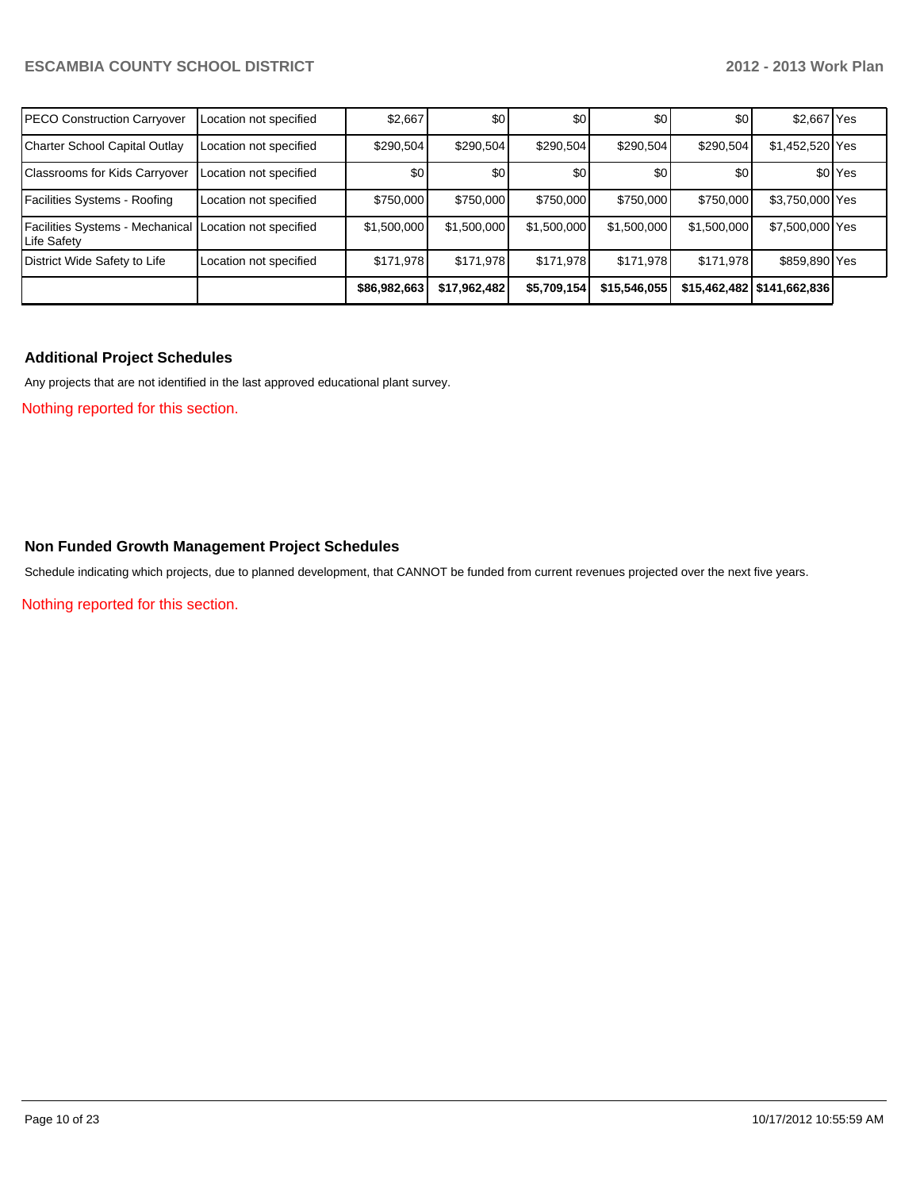| | | | | | | | | |
|---|---|---|---|---|---|---|---|---|
| PECO Construction Carryover | Location not specified | $2,667 | $0 | $0 | $0 | $0 | $2,667 | Yes |
| Charter School Capital Outlay | Location not specified | $290,504 | $290,504 | $290,504 | $290,504 | $290,504 | $1,452,520 | Yes |
| Classrooms for Kids Carryover | Location not specified | $0 | $0 | $0 | $0 | $0 | $0 | Yes |
| Facilities Systems - Roofing | Location not specified | $750,000 | $750,000 | $750,000 | $750,000 | $750,000 | $3,750,000 | Yes |
| Facilities Systems - Mechanical Life Safety | Location not specified | $1,500,000 | $1,500,000 | $1,500,000 | $1,500,000 | $1,500,000 | $7,500,000 | Yes |
| District Wide Safety to Life | Location not specified | $171,978 | $171,978 | $171,978 | $171,978 | $171,978 | $859,890 | Yes |
| | | **$86,982,663** | **$17,962,482** | **$5,709,154** | **$15,546,055** | **$15,462,482** | **$141,662,836** | |

### Additional Project Schedules

Any projects that are not identified in the last approved educational plant survey.

Nothing reported for this section.

### Non Funded Growth Management Project Schedules

Schedule indicating which projects, due to planned development, that CANNOT be funded from current revenues projected over the next five years.

Nothing reported for this section.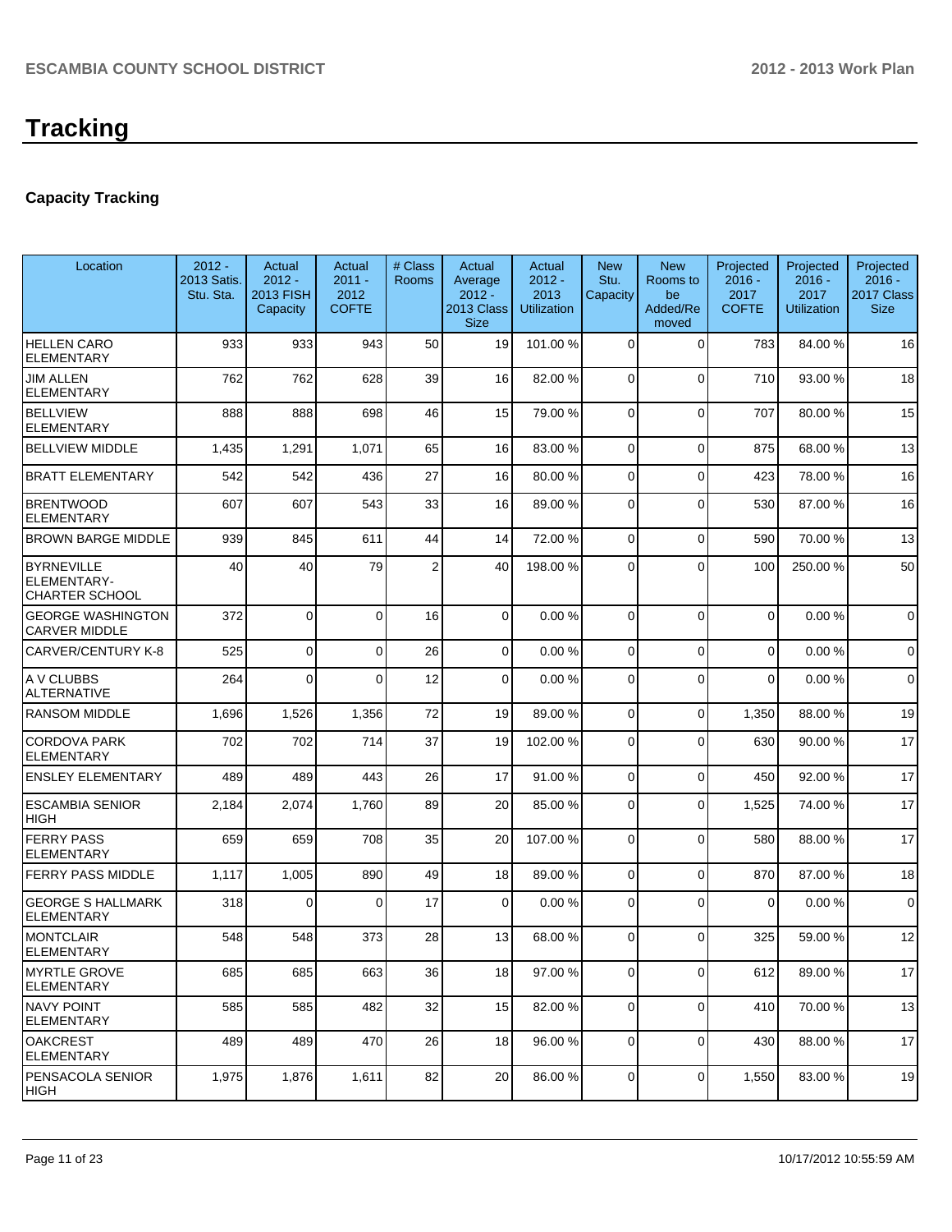# Tracking

### Capacity Tracking

| Location | 2012 - 2013 Satis. Stu. Sta. | Actual 2012 - 2013 FISH Capacity | Actual 2011 - 2012 COFTE | # Class Rooms | Actual Average 2012 - 2013 Class Size | Actual 2012 - 2013 Utilization | New Stu. Capacity | New Rooms to be Added/Removed | Projected 2016 - 2017 COFTE | Projected 2016 - 2017 Utilization | Projected 2016 - 2017 Class Size |
|---|---|---|---|---|---|---|---|---|---|---|---|
| HELLEN CARO ELEMENTARY | 933 | 933 | 943 | 50 | 19 | 101.00 % | 0 | 0 | 783 | 84.00 % | 16 |
| JIM ALLEN ELEMENTARY | 762 | 762 | 628 | 39 | 16 | 82.00 % | 0 | 0 | 710 | 93.00 % | 18 |
| BELLVIEW ELEMENTARY | 888 | 888 | 698 | 46 | 15 | 79.00 % | 0 | 0 | 707 | 80.00 % | 15 |
| BELLVIEW MIDDLE | 1,435 | 1,291 | 1,071 | 65 | 16 | 83.00 % | 0 | 0 | 875 | 68.00 % | 13 |
| BRATT ELEMENTARY | 542 | 542 | 436 | 27 | 16 | 80.00 % | 0 | 0 | 423 | 78.00 % | 16 |
| BRENTWOOD ELEMENTARY | 607 | 607 | 543 | 33 | 16 | 89.00 % | 0 | 0 | 530 | 87.00 % | 16 |
| BROWN BARGE MIDDLE | 939 | 845 | 611 | 44 | 14 | 72.00 % | 0 | 0 | 590 | 70.00 % | 13 |
| BYRNEVILLE ELEMENTARY-CHARTER SCHOOL | 40 | 40 | 79 | 2 | 40 | 198.00 % | 0 | 0 | 100 | 250.00 % | 50 |
| GEORGE WASHINGTON CARVER MIDDLE | 372 | 0 | 0 | 16 | 0 | 0.00 % | 0 | 0 | 0 | 0.00 % | 0 |
| CARVER/CENTURY K-8 | 525 | 0 | 0 | 26 | 0 | 0.00 % | 0 | 0 | 0 | 0.00 % | 0 |
| A V CLUBBS ALTERNATIVE | 264 | 0 | 0 | 12 | 0 | 0.00 % | 0 | 0 | 0 | 0.00 % | 0 |
| RANSOM MIDDLE | 1,696 | 1,526 | 1,356 | 72 | 19 | 89.00 % | 0 | 0 | 1,350 | 88.00 % | 19 |
| CORDOVA PARK ELEMENTARY | 702 | 702 | 714 | 37 | 19 | 102.00 % | 0 | 0 | 630 | 90.00 % | 17 |
| ENSLEY ELEMENTARY | 489 | 489 | 443 | 26 | 17 | 91.00 % | 0 | 0 | 450 | 92.00 % | 17 |
| ESCAMBIA SENIOR HIGH | 2,184 | 2,074 | 1,760 | 89 | 20 | 85.00 % | 0 | 0 | 1,525 | 74.00 % | 17 |
| FERRY PASS ELEMENTARY | 659 | 659 | 708 | 35 | 20 | 107.00 % | 0 | 0 | 580 | 88.00 % | 17 |
| FERRY PASS MIDDLE | 1,117 | 1,005 | 890 | 49 | 18 | 89.00 % | 0 | 0 | 870 | 87.00 % | 18 |
| GEORGE S HALLMARK ELEMENTARY | 318 | 0 | 0 | 17 | 0 | 0.00 % | 0 | 0 | 0 | 0.00 % | 0 |
| MONTCLAIR ELEMENTARY | 548 | 548 | 373 | 28 | 13 | 68.00 % | 0 | 0 | 325 | 59.00 % | 12 |
| MYRTLE GROVE ELEMENTARY | 685 | 685 | 663 | 36 | 18 | 97.00 % | 0 | 0 | 612 | 89.00 % | 17 |
| NAVY POINT ELEMENTARY | 585 | 585 | 482 | 32 | 15 | 82.00 % | 0 | 0 | 410 | 70.00 % | 13 |
| OAKCREST ELEMENTARY | 489 | 489 | 470 | 26 | 18 | 96.00 % | 0 | 0 | 430 | 88.00 % | 17 |
| PENSACOLA SENIOR HIGH | 1,975 | 1,876 | 1,611 | 82 | 20 | 86.00 % | 0 | 0 | 1,550 | 83.00 % | 19 |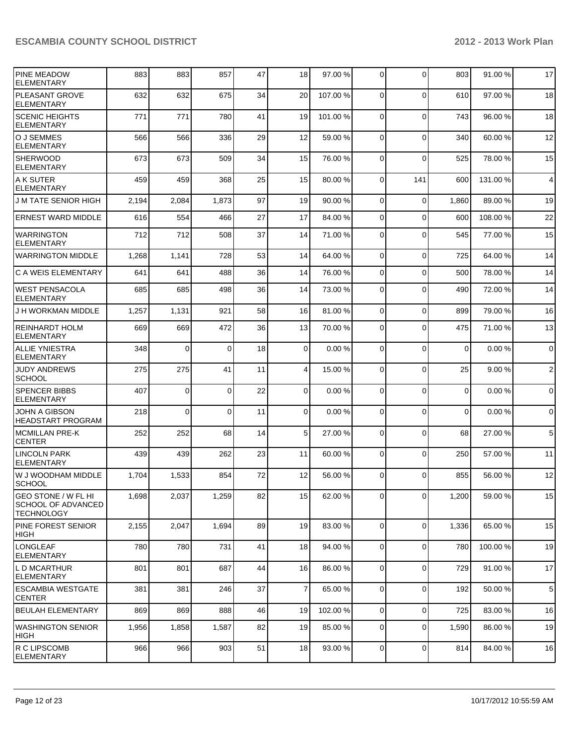| | | | | | | | | | | | |
|---|---|---|---|---|---|---|---|---|---|---|---|
| PINE MEADOW ELEMENTARY | 883 | 883 | 857 | 47 | 18 | 97.00 % | 0 | 0 | 803 | 91.00 % | 17 |
| PLEASANT GROVE ELEMENTARY | 632 | 632 | 675 | 34 | 20 | 107.00 % | 0 | 0 | 610 | 97.00 % | 18 |
| SCENIC HEIGHTS ELEMENTARY | 771 | 771 | 780 | 41 | 19 | 101.00 % | 0 | 0 | 743 | 96.00 % | 18 |
| O J SEMMES ELEMENTARY | 566 | 566 | 336 | 29 | 12 | 59.00 % | 0 | 0 | 340 | 60.00 % | 12 |
| SHERWOOD ELEMENTARY | 673 | 673 | 509 | 34 | 15 | 76.00 % | 0 | 0 | 525 | 78.00 % | 15 |
| A K SUTER ELEMENTARY | 459 | 459 | 368 | 25 | 15 | 80.00 % | 0 | 141 | 600 | 131.00 % | 4 |
| J M TATE SENIOR HIGH | 2,194 | 2,084 | 1,873 | 97 | 19 | 90.00 % | 0 | 0 | 1,860 | 89.00 % | 19 |
| ERNEST WARD MIDDLE | 616 | 554 | 466 | 27 | 17 | 84.00 % | 0 | 0 | 600 | 108.00 % | 22 |
| WARRINGTON ELEMENTARY | 712 | 712 | 508 | 37 | 14 | 71.00 % | 0 | 0 | 545 | 77.00 % | 15 |
| WARRINGTON MIDDLE | 1,268 | 1,141 | 728 | 53 | 14 | 64.00 % | 0 | 0 | 725 | 64.00 % | 14 |
| C A WEIS ELEMENTARY | 641 | 641 | 488 | 36 | 14 | 76.00 % | 0 | 0 | 500 | 78.00 % | 14 |
| WEST PENSACOLA ELEMENTARY | 685 | 685 | 498 | 36 | 14 | 73.00 % | 0 | 0 | 490 | 72.00 % | 14 |
| J H WORKMAN MIDDLE | 1,257 | 1,131 | 921 | 58 | 16 | 81.00 % | 0 | 0 | 899 | 79.00 % | 16 |
| REINHARDT HOLM ELEMENTARY | 669 | 669 | 472 | 36 | 13 | 70.00 % | 0 | 0 | 475 | 71.00 % | 13 |
| ALLIE YNIESTRA ELEMENTARY | 348 | 0 | 0 | 18 | 0 | 0.00 % | 0 | 0 | 0 | 0.00 % | 0 |
| JUDY ANDREWS SCHOOL | 275 | 275 | 41 | 11 | 4 | 15.00 % | 0 | 0 | 25 | 9.00 % | 2 |
| SPENCER BIBBS ELEMENTARY | 407 | 0 | 0 | 22 | 0 | 0.00 % | 0 | 0 | 0 | 0.00 % | 0 |
| JOHN A GIBSON HEADSTART PROGRAM | 218 | 0 | 0 | 11 | 0 | 0.00 % | 0 | 0 | 0 | 0.00 % | 0 |
| MCMILLAN PRE-K CENTER | 252 | 252 | 68 | 14 | 5 | 27.00 % | 0 | 0 | 68 | 27.00 % | 5 |
| LINCOLN PARK ELEMENTARY | 439 | 439 | 262 | 23 | 11 | 60.00 % | 0 | 0 | 250 | 57.00 % | 11 |
| W J WOODHAM MIDDLE SCHOOL | 1,704 | 1,533 | 854 | 72 | 12 | 56.00 % | 0 | 0 | 855 | 56.00 % | 12 |
| GEO STONE / W FL HI SCHOOL OF ADVANCED TECHNOLOGY | 1,698 | 2,037 | 1,259 | 82 | 15 | 62.00 % | 0 | 0 | 1,200 | 59.00 % | 15 |
| PINE FOREST SENIOR HIGH | 2,155 | 2,047 | 1,694 | 89 | 19 | 83.00 % | 0 | 0 | 1,336 | 65.00 % | 15 |
| LONGLEAF ELEMENTARY | 780 | 780 | 731 | 41 | 18 | 94.00 % | 0 | 0 | 780 | 100.00 % | 19 |
| L D MCARTHUR ELEMENTARY | 801 | 801 | 687 | 44 | 16 | 86.00 % | 0 | 0 | 729 | 91.00 % | 17 |
| ESCAMBIA WESTGATE CENTER | 381 | 381 | 246 | 37 | 7 | 65.00 % | 0 | 0 | 192 | 50.00 % | 5 |
| BEULAH ELEMENTARY | 869 | 869 | 888 | 46 | 19 | 102.00 % | 0 | 0 | 725 | 83.00 % | 16 |
| WASHINGTON SENIOR HIGH | 1,956 | 1,858 | 1,587 | 82 | 19 | 85.00 % | 0 | 0 | 1,590 | 86.00 % | 19 |
| R C LIPSCOMB ELEMENTARY | 966 | 966 | 903 | 51 | 18 | 93.00 % | 0 | 0 | 814 | 84.00 % | 16 |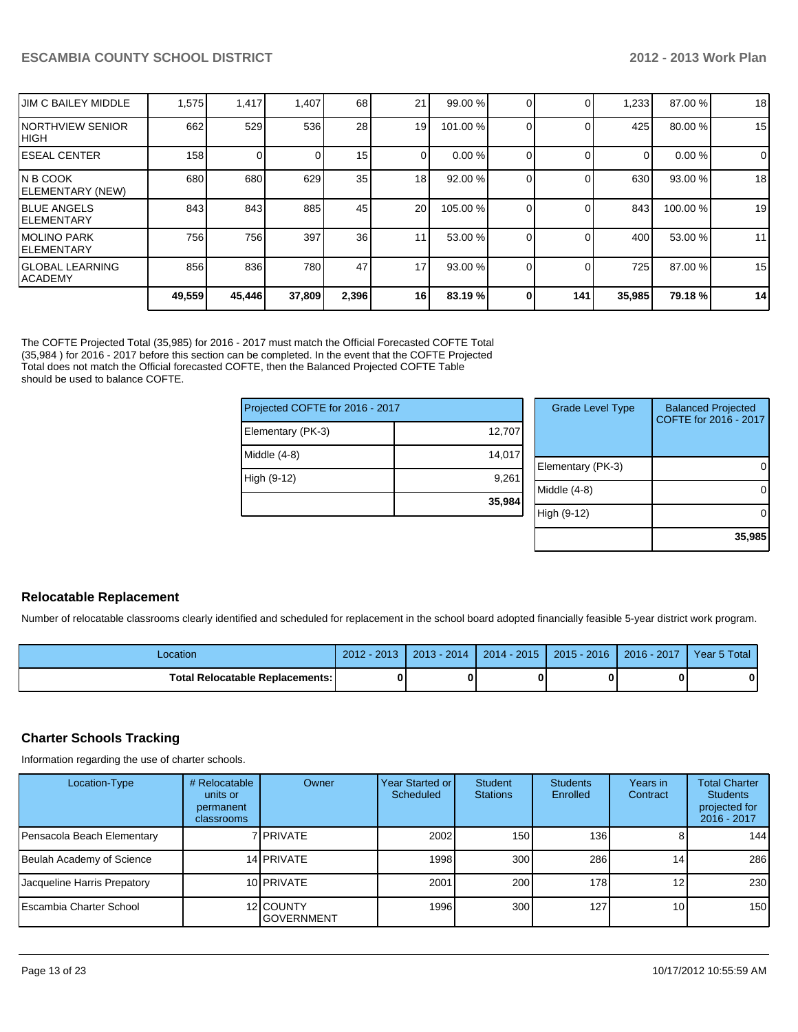| | | | | | | | | | | | |
|---|---|---|---|---|---|---|---|---|---|---|---|
| JIM C BAILEY MIDDLE | 1,575 | 1,417 | 1,407 | 68 | 21 | 99.00 % | 0 | 0 | 1,233 | 87.00 % | 18 |
| NORTHVIEW SENIOR HIGH | 662 | 529 | 536 | 28 | 19 | 101.00 % | 0 | 0 | 425 | 80.00 % | 15 |
| ESEAL CENTER | 158 | 0 | 0 | 15 | 0 | 0.00 % | 0 | 0 | 0 | 0.00 % | 0 |
| N B COOK ELEMENTARY (NEW) | 680 | 680 | 629 | 35 | 18 | 92.00 % | 0 | 0 | 630 | 93.00 % | 18 |
| BLUE ANGELS ELEMENTARY | 843 | 843 | 885 | 45 | 20 | 105.00 % | 0 | 0 | 843 | 100.00 % | 19 |
| MOLINO PARK ELEMENTARY | 756 | 756 | 397 | 36 | 11 | 53.00 % | 0 | 0 | 400 | 53.00 % | 11 |
| GLOBAL LEARNING ACADEMY | 856 | 836 | 780 | 47 | 17 | 93.00 % | 0 | 0 | 725 | 87.00 % | 15 |
| | **49,559** | **45,446** | **37,809** | **2,396** | **16** | **83.19 %** | **0** | **141** | **35,985** | **79.18 %** | **14** |

The COFTE Projected Total (35,985) for 2016 - 2017 must match the Official Forecasted COFTE Total (35,984 ) for 2016 - 2017 before this section can be completed. In the event that the COFTE Projected Total does not match the Official forecasted COFTE, then the Balanced Projected COFTE Table should be used to balance COFTE.

| Projected COFTE for 2016 - 2017 | |
|---|---|
| Elementary (PK-3) | 12,707 |
| Middle (4-8) | 14,017 |
| High (9-12) | 9,261 |
| | **35,984** |

| Grade Level Type | Balanced Projected COFTE for 2016 - 2017 |
|---|---|
| Elementary (PK-3) | 0 |
| Middle (4-8) | 0 |
| High (9-12) | 0 |
| | **35,985** |

## Relocatable Replacement

Number of relocatable classrooms clearly identified and scheduled for replacement in the school board adopted financially feasible 5-year district work program.

| Location | 2012 - 2013 | 2013 - 2014 | 2014 - 2015 | 2015 - 2016 | 2016 - 2017 | Year 5 Total |
|---|---|---|---|---|---|---|
| **Total Relocatable Replacements:** | **0** | **0** | **0** | **0** | **0** | **0** |

## Charter Schools Tracking

Information regarding the use of charter schools.

| Location-Type | # Relocatable units or permanent classrooms | Owner | Year Started or Scheduled | Student Stations | Students Enrolled | Years in Contract | Total Charter Students projected for 2016 - 2017 |
|---|---|---|---|---|---|---|---|
| Pensacola Beach Elementary | 7 | PRIVATE | 2002 | 150 | 136 | 8 | 144 |
| Beulah Academy of Science | 14 | PRIVATE | 1998 | 300 | 286 | 14 | 286 |
| Jacqueline Harris Prepatory | 10 | PRIVATE | 2001 | 200 | 178 | 12 | 230 |
| Escambia Charter School | 12 | COUNTY GOVERNMENT | 1996 | 300 | 127 | 10 | 150 |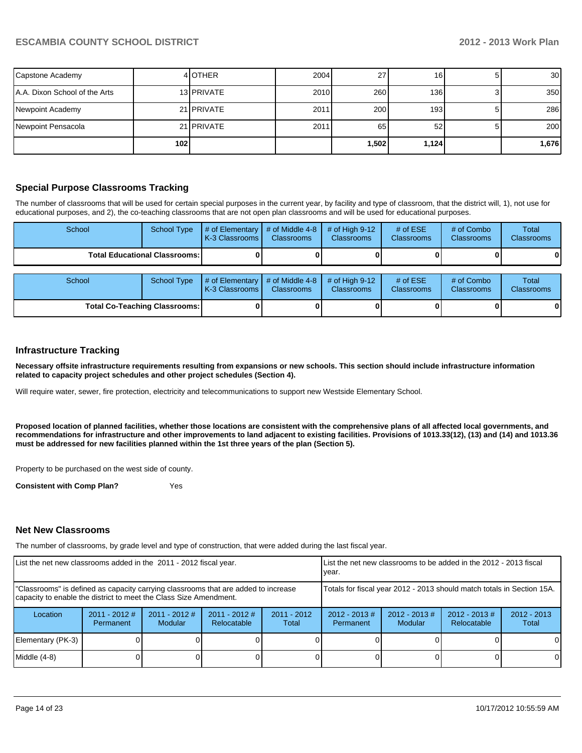| | | | | | | | |
|---|---|---|---|---|---|---|---|
| Capstone Academy | 4 | OTHER | 2004 | 27 | 16 | 5 | 30 |
| A.A. Dixon School of the Arts | 13 | PRIVATE | 2010 | 260 | 136 | 3 | 350 |
| Newpoint Academy | 21 | PRIVATE | 2011 | 200 | 193 | 5 | 286 |
| Newpoint Pensacola | 21 | PRIVATE | 2011 | 65 | 52 | 5 | 200 |
| | 102 | | | 1,502 | 1,124 | | 1,676 |

## Special Purpose Classrooms Tracking

The number of classrooms that will be used for certain special purposes in the current year, by facility and type of classroom, that the district will, 1), not use for educational purposes, and 2), the co-teaching classrooms that are not open plan classrooms and will be used for educational purposes.

| School | School Type | # of Elementary K-3 Classrooms | # of Middle 4-8 Classrooms | # of High 9-12 Classrooms | # of ESE Classrooms | # of Combo Classrooms | Total Classrooms |
|---|---|---|---|---|---|---|---|
| **Total Educational Classrooms:** | | 0 | 0 | 0 | 0 | 0 | 0 |

| School | School Type | # of Elementary K-3 Classrooms | # of Middle 4-8 Classrooms | # of High 9-12 Classrooms | # of ESE Classrooms | # of Combo Classrooms | Total Classrooms |
|---|---|---|---|---|---|---|---|
| **Total Co-Teaching Classrooms:** | | 0 | 0 | 0 | 0 | 0 | 0 |

## Infrastructure Tracking

**Necessary offsite infrastructure requirements resulting from expansions or new schools. This section should include infrastructure information related to capacity project schedules and other project schedules (Section 4).**

Will require water, sewer, fire protection, electricity and telecommunications to support new Westside Elementary School.

**Proposed location of planned facilities, whether those locations are consistent with the comprehensive plans of all affected local governments, and recommendations for infrastructure and other improvements to land adjacent to existing facilities. Provisions of 1013.33(12), (13) and (14) and 1013.36 must be addressed for new facilities planned within the 1st three years of the plan (Section 5).**

Property to be purchased on the west side of county.

**Consistent with Comp Plan?** Yes

## Net New Classrooms

The number of classrooms, by grade level and type of construction, that were added during the last fiscal year.

| List the net new classrooms added in the 2011 - 2012 fiscal year. | | | | | List the net new classrooms to be added in the 2012 - 2013 fiscal year. | | | |
|---|---|---|---|---|---|---|---|---|
| "Classrooms" is defined as capacity carrying classrooms that are added to increase capacity to enable the district to meet the Class Size Amendment. | | | | | Totals for fiscal year 2012 - 2013 should match totals in Section 15A. | | | |
| Location | 2011 - 2012 # Permanent | 2011 - 2012 # Modular | 2011 - 2012 # Relocatable | 2011 - 2012 Total | 2012 - 2013 # Permanent | 2012 - 2013 # Modular | 2012 - 2013 # Relocatable | 2012 - 2013 Total |
| Elementary (PK-3) | 0 | 0 | 0 | 0 | 0 | 0 | 0 | 0 |
| Middle (4-8) | 0 | 0 | 0 | 0 | 0 | 0 | 0 | 0 |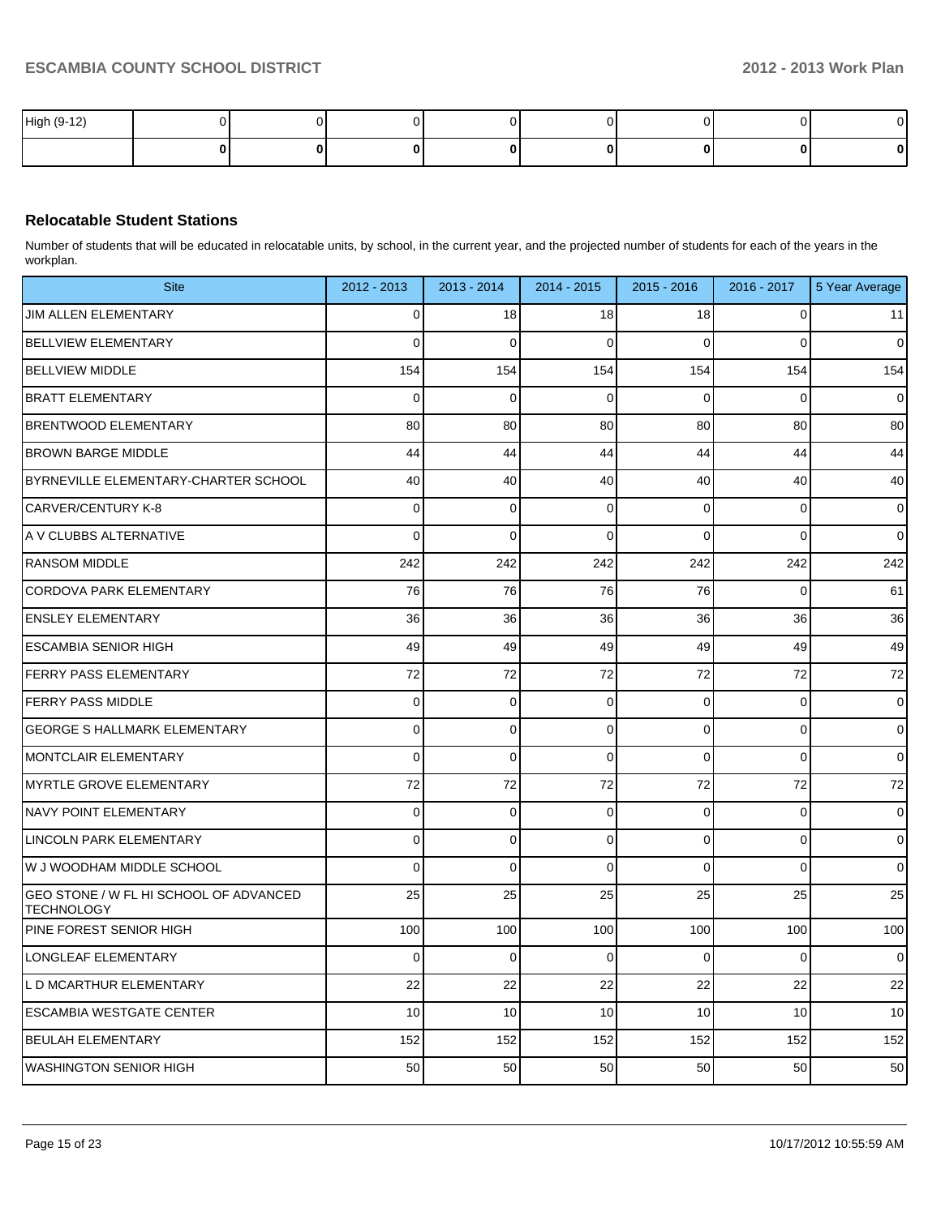| High (9-12) | 0 | 0 | 0 | 0 | 0 | 0 | 0 | 0 |
|---|---|---|---|---|---|---|---|---|
| | **0** | **0** | **0** | **0** | **0** | **0** | **0** | **0** |

### Relocatable Student Stations

Number of students that will be educated in relocatable units, by school, in the current year, and the projected number of students for each of the years in the workplan.

| Site | 2012 - 2013 | 2013 - 2014 | 2014 - 2015 | 2015 - 2016 | 2016 - 2017 | 5 Year Average |
|---|---|---|---|---|---|---|
| JIM ALLEN ELEMENTARY | 0 | 18 | 18 | 18 | 0 | 11 |
| BELLVIEW ELEMENTARY | 0 | 0 | 0 | 0 | 0 | 0 |
| BELLVIEW MIDDLE | 154 | 154 | 154 | 154 | 154 | 154 |
| BRATT ELEMENTARY | 0 | 0 | 0 | 0 | 0 | 0 |
| BRENTWOOD ELEMENTARY | 80 | 80 | 80 | 80 | 80 | 80 |
| BROWN BARGE MIDDLE | 44 | 44 | 44 | 44 | 44 | 44 |
| BYRNEVILLE ELEMENTARY-CHARTER SCHOOL | 40 | 40 | 40 | 40 | 40 | 40 |
| CARVER/CENTURY K-8 | 0 | 0 | 0 | 0 | 0 | 0 |
| A V CLUBBS ALTERNATIVE | 0 | 0 | 0 | 0 | 0 | 0 |
| RANSOM MIDDLE | 242 | 242 | 242 | 242 | 242 | 242 |
| CORDOVA PARK ELEMENTARY | 76 | 76 | 76 | 76 | 0 | 61 |
| ENSLEY ELEMENTARY | 36 | 36 | 36 | 36 | 36 | 36 |
| ESCAMBIA SENIOR HIGH | 49 | 49 | 49 | 49 | 49 | 49 |
| FERRY PASS ELEMENTARY | 72 | 72 | 72 | 72 | 72 | 72 |
| FERRY PASS MIDDLE | 0 | 0 | 0 | 0 | 0 | 0 |
| GEORGE S HALLMARK ELEMENTARY | 0 | 0 | 0 | 0 | 0 | 0 |
| MONTCLAIR ELEMENTARY | 0 | 0 | 0 | 0 | 0 | 0 |
| MYRTLE GROVE ELEMENTARY | 72 | 72 | 72 | 72 | 72 | 72 |
| NAVY POINT ELEMENTARY | 0 | 0 | 0 | 0 | 0 | 0 |
| LINCOLN PARK ELEMENTARY | 0 | 0 | 0 | 0 | 0 | 0 |
| W J WOODHAM MIDDLE SCHOOL | 0 | 0 | 0 | 0 | 0 | 0 |
| GEO STONE / W FL HI SCHOOL OF ADVANCED TECHNOLOGY | 25 | 25 | 25 | 25 | 25 | 25 |
| PINE FOREST SENIOR HIGH | 100 | 100 | 100 | 100 | 100 | 100 |
| LONGLEAF ELEMENTARY | 0 | 0 | 0 | 0 | 0 | 0 |
| L D MCARTHUR ELEMENTARY | 22 | 22 | 22 | 22 | 22 | 22 |
| ESCAMBIA WESTGATE CENTER | 10 | 10 | 10 | 10 | 10 | 10 |
| BEULAH ELEMENTARY | 152 | 152 | 152 | 152 | 152 | 152 |
| WASHINGTON SENIOR HIGH | 50 | 50 | 50 | 50 | 50 | 50 |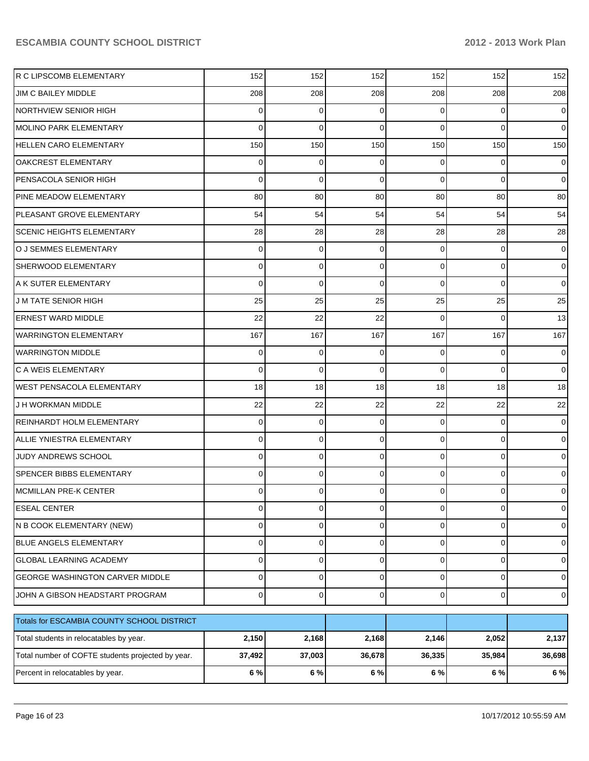| | | | | | | |
|---|---|---|---|---|---|---|
| R C LIPSCOMB ELEMENTARY | 152 | 152 | 152 | 152 | 152 | 152 |
| JIM C BAILEY MIDDLE | 208 | 208 | 208 | 208 | 208 | 208 |
| NORTHVIEW SENIOR HIGH | 0 | 0 | 0 | 0 | 0 | 0 |
| MOLINO PARK ELEMENTARY | 0 | 0 | 0 | 0 | 0 | 0 |
| HELLEN CARO ELEMENTARY | 150 | 150 | 150 | 150 | 150 | 150 |
| OAKCREST ELEMENTARY | 0 | 0 | 0 | 0 | 0 | 0 |
| PENSACOLA SENIOR HIGH | 0 | 0 | 0 | 0 | 0 | 0 |
| PINE MEADOW ELEMENTARY | 80 | 80 | 80 | 80 | 80 | 80 |
| PLEASANT GROVE ELEMENTARY | 54 | 54 | 54 | 54 | 54 | 54 |
| SCENIC HEIGHTS ELEMENTARY | 28 | 28 | 28 | 28 | 28 | 28 |
| O J SEMMES ELEMENTARY | 0 | 0 | 0 | 0 | 0 | 0 |
| SHERWOOD ELEMENTARY | 0 | 0 | 0 | 0 | 0 | 0 |
| A K SUTER ELEMENTARY | 0 | 0 | 0 | 0 | 0 | 0 |
| J M TATE SENIOR HIGH | 25 | 25 | 25 | 25 | 25 | 25 |
| ERNEST WARD MIDDLE | 22 | 22 | 22 | 0 | 0 | 13 |
| WARRINGTON ELEMENTARY | 167 | 167 | 167 | 167 | 167 | 167 |
| WARRINGTON MIDDLE | 0 | 0 | 0 | 0 | 0 | 0 |
| C A WEIS ELEMENTARY | 0 | 0 | 0 | 0 | 0 | 0 |
| WEST PENSACOLA ELEMENTARY | 18 | 18 | 18 | 18 | 18 | 18 |
| J H WORKMAN MIDDLE | 22 | 22 | 22 | 22 | 22 | 22 |
| REINHARDT HOLM ELEMENTARY | 0 | 0 | 0 | 0 | 0 | 0 |
| ALLIE YNIESTRA ELEMENTARY | 0 | 0 | 0 | 0 | 0 | 0 |
| JUDY ANDREWS SCHOOL | 0 | 0 | 0 | 0 | 0 | 0 |
| SPENCER BIBBS ELEMENTARY | 0 | 0 | 0 | 0 | 0 | 0 |
| MCMILLAN PRE-K CENTER | 0 | 0 | 0 | 0 | 0 | 0 |
| ESEAL CENTER | 0 | 0 | 0 | 0 | 0 | 0 |
| N B COOK ELEMENTARY (NEW) | 0 | 0 | 0 | 0 | 0 | 0 |
| BLUE ANGELS ELEMENTARY | 0 | 0 | 0 | 0 | 0 | 0 |
| GLOBAL LEARNING ACADEMY | 0 | 0 | 0 | 0 | 0 | 0 |
| GEORGE WASHINGTON CARVER MIDDLE | 0 | 0 | 0 | 0 | 0 | 0 |
| JOHN A GIBSON HEADSTART PROGRAM | 0 | 0 | 0 | 0 | 0 | 0 |

| Totals for ESCAMBIA COUNTY SCHOOL DISTRICT | | | | | | |
|---|---|---|---|---|---|---|
| Total students in relocatables by year. | **2,150** | **2,168** | **2,168** | **2,146** | **2,052** | **2,137** |
| Total number of COFTE students projected by year. | **37,492** | **37,003** | **36,678** | **36,335** | **35,984** | **36,698** |
| Percent in relocatables by year. | **6 %** | **6 %** | **6 %** | **6 %** | **6 %** | **6 %** |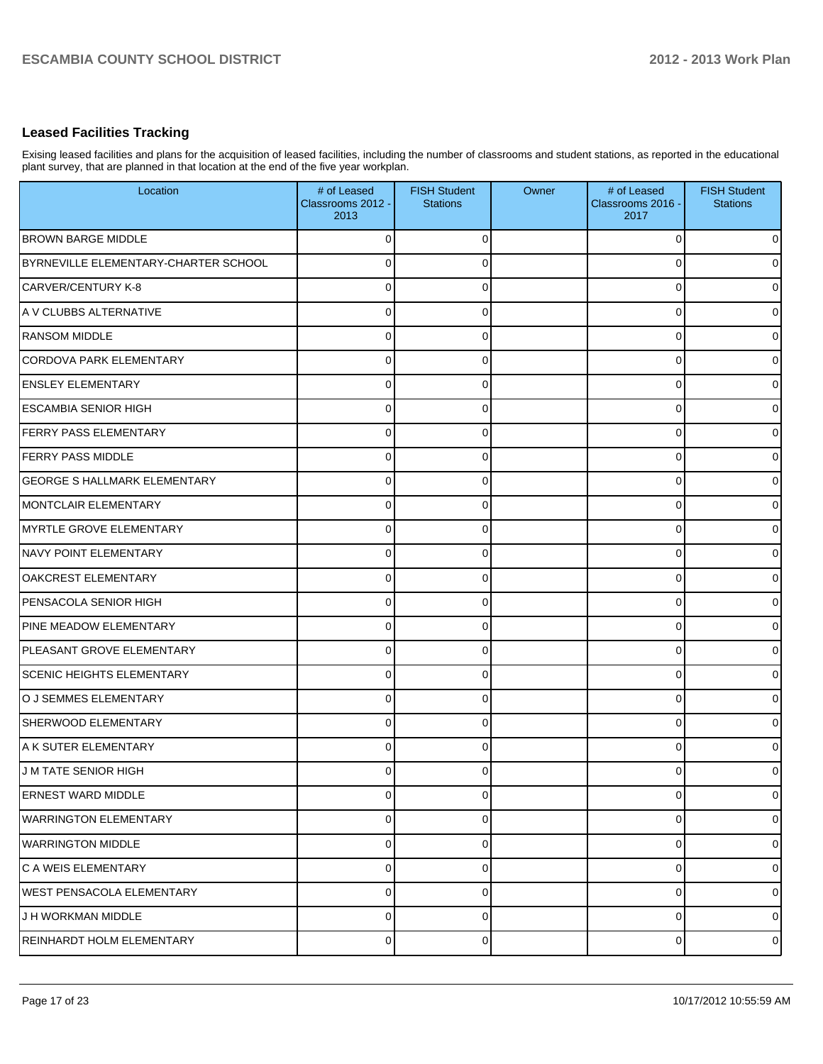## Leased Facilities Tracking

Exising leased facilities and plans for the acquisition of leased facilities, including the number of classrooms and student stations, as reported in the educational plant survey, that are planned in that location at the end of the five year workplan.

| Location | # of Leased Classrooms 2012 - 2013 | FISH Student Stations | Owner | # of Leased Classrooms 2016 - 2017 | FISH Student Stations |
|---|---|---|---|---|---|
| BROWN BARGE MIDDLE | 0 | 0 | | 0 | 0 |
| BYRNEVILLE ELEMENTARY-CHARTER SCHOOL | 0 | 0 | | 0 | 0 |
| CARVER/CENTURY K-8 | 0 | 0 | | 0 | 0 |
| A V CLUBBS ALTERNATIVE | 0 | 0 | | 0 | 0 |
| RANSOM MIDDLE | 0 | 0 | | 0 | 0 |
| CORDOVA PARK ELEMENTARY | 0 | 0 | | 0 | 0 |
| ENSLEY ELEMENTARY | 0 | 0 | | 0 | 0 |
| ESCAMBIA SENIOR HIGH | 0 | 0 | | 0 | 0 |
| FERRY PASS ELEMENTARY | 0 | 0 | | 0 | 0 |
| FERRY PASS MIDDLE | 0 | 0 | | 0 | 0 |
| GEORGE S HALLMARK ELEMENTARY | 0 | 0 | | 0 | 0 |
| MONTCLAIR ELEMENTARY | 0 | 0 | | 0 | 0 |
| MYRTLE GROVE ELEMENTARY | 0 | 0 | | 0 | 0 |
| NAVY POINT ELEMENTARY | 0 | 0 | | 0 | 0 |
| OAKCREST ELEMENTARY | 0 | 0 | | 0 | 0 |
| PENSACOLA SENIOR HIGH | 0 | 0 | | 0 | 0 |
| PINE MEADOW ELEMENTARY | 0 | 0 | | 0 | 0 |
| PLEASANT GROVE ELEMENTARY | 0 | 0 | | 0 | 0 |
| SCENIC HEIGHTS ELEMENTARY | 0 | 0 | | 0 | 0 |
| O J SEMMES ELEMENTARY | 0 | 0 | | 0 | 0 |
| SHERWOOD ELEMENTARY | 0 | 0 | | 0 | 0 |
| A K SUTER ELEMENTARY | 0 | 0 | | 0 | 0 |
| J M TATE SENIOR HIGH | 0 | 0 | | 0 | 0 |
| ERNEST WARD MIDDLE | 0 | 0 | | 0 | 0 |
| WARRINGTON ELEMENTARY | 0 | 0 | | 0 | 0 |
| WARRINGTON MIDDLE | 0 | 0 | | 0 | 0 |
| C A WEIS ELEMENTARY | 0 | 0 | | 0 | 0 |
| WEST PENSACOLA ELEMENTARY | 0 | 0 | | 0 | 0 |
| J H WORKMAN MIDDLE | 0 | 0 | | 0 | 0 |
| REINHARDT HOLM ELEMENTARY | 0 | 0 | | 0 | 0 |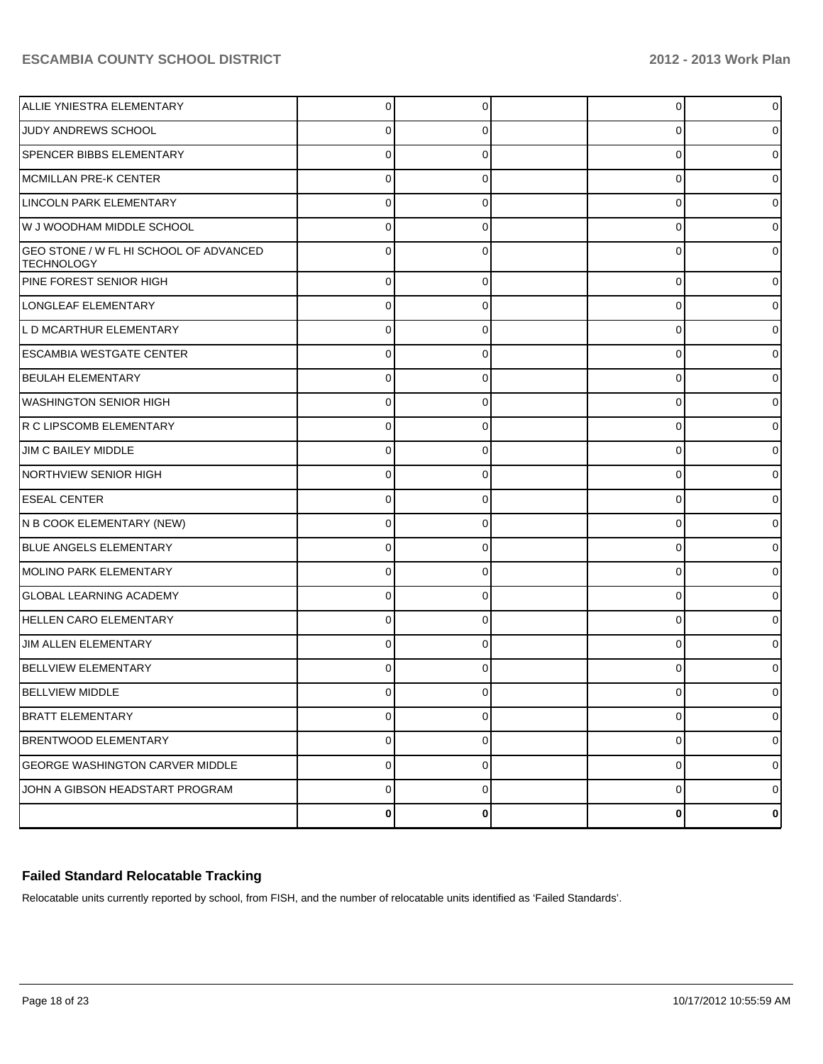| | | | | | |
|---|---|---|---|---|---|
| ALLIE YNIESTRA ELEMENTARY | 0 | 0 | | 0 | 0 |
| JUDY ANDREWS SCHOOL | 0 | 0 | | 0 | 0 |
| SPENCER BIBBS ELEMENTARY | 0 | 0 | | 0 | 0 |
| MCMILLAN PRE-K CENTER | 0 | 0 | | 0 | 0 |
| LINCOLN PARK ELEMENTARY | 0 | 0 | | 0 | 0 |
| W J WOODHAM MIDDLE SCHOOL | 0 | 0 | | 0 | 0 |
| GEO STONE / W FL HI SCHOOL OF ADVANCED TECHNOLOGY | 0 | 0 | | 0 | 0 |
| PINE FOREST SENIOR HIGH | 0 | 0 | | 0 | 0 |
| LONGLEAF ELEMENTARY | 0 | 0 | | 0 | 0 |
| L D MCARTHUR ELEMENTARY | 0 | 0 | | 0 | 0 |
| ESCAMBIA WESTGATE CENTER | 0 | 0 | | 0 | 0 |
| BEULAH ELEMENTARY | 0 | 0 | | 0 | 0 |
| WASHINGTON SENIOR HIGH | 0 | 0 | | 0 | 0 |
| R C LIPSCOMB ELEMENTARY | 0 | 0 | | 0 | 0 |
| JIM C BAILEY MIDDLE | 0 | 0 | | 0 | 0 |
| NORTHVIEW SENIOR HIGH | 0 | 0 | | 0 | 0 |
| ESEAL CENTER | 0 | 0 | | 0 | 0 |
| N B COOK ELEMENTARY (NEW) | 0 | 0 | | 0 | 0 |
| BLUE ANGELS ELEMENTARY | 0 | 0 | | 0 | 0 |
| MOLINO PARK ELEMENTARY | 0 | 0 | | 0 | 0 |
| GLOBAL LEARNING ACADEMY | 0 | 0 | | 0 | 0 |
| HELLEN CARO ELEMENTARY | 0 | 0 | | 0 | 0 |
| JIM ALLEN ELEMENTARY | 0 | 0 | | 0 | 0 |
| BELLVIEW ELEMENTARY | 0 | 0 | | 0 | 0 |
| BELLVIEW MIDDLE | 0 | 0 | | 0 | 0 |
| BRATT ELEMENTARY | 0 | 0 | | 0 | 0 |
| BRENTWOOD ELEMENTARY | 0 | 0 | | 0 | 0 |
| GEORGE WASHINGTON CARVER MIDDLE | 0 | 0 | | 0 | 0 |
| JOHN A GIBSON HEADSTART PROGRAM | 0 | 0 | | 0 | 0 |
| | **0** | **0** | | **0** | **0** |

## Failed Standard Relocatable Tracking

Relocatable units currently reported by school, from FISH, and the number of relocatable units identified as 'Failed Standards'.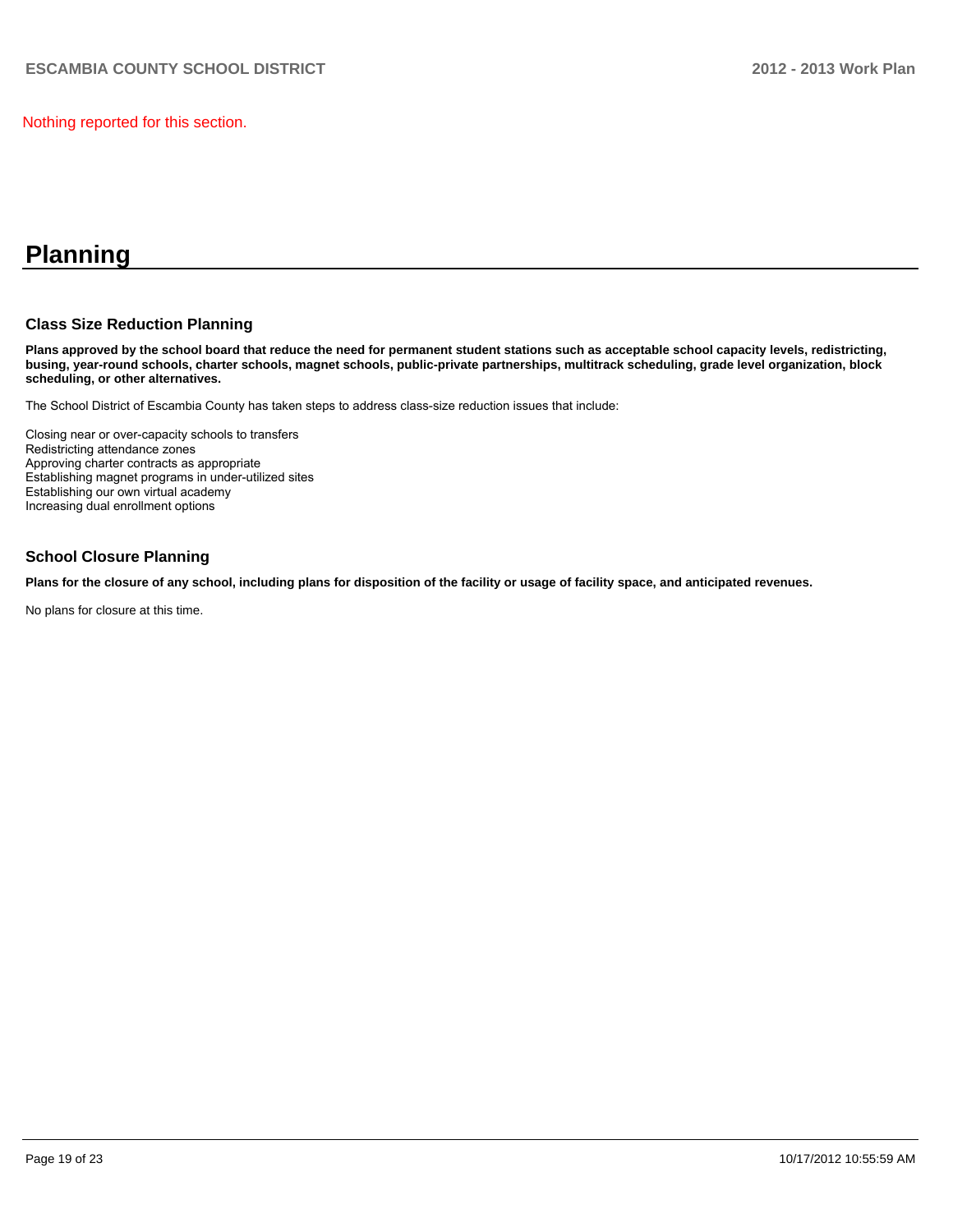Nothing reported for this section.

# Planning

### Class Size Reduction Planning

**Plans approved by the school board that reduce the need for permanent student stations such as acceptable school capacity levels, redistricting, busing, year-round schools, charter schools, magnet schools, public-private partnerships, multitrack scheduling, grade level organization, block scheduling, or other alternatives.**

The School District of Escambia County has taken steps to address class-size reduction issues that include:

Closing near or over-capacity schools to transfers
Redistricting attendance zones
Approving charter contracts as appropriate
Establishing magnet programs in under-utilized sites
Establishing our own virtual academy
Increasing dual enrollment options

### School Closure Planning

**Plans for the closure of any school, including plans for disposition of the facility or usage of facility space, and anticipated revenues.**

No plans for closure at this time.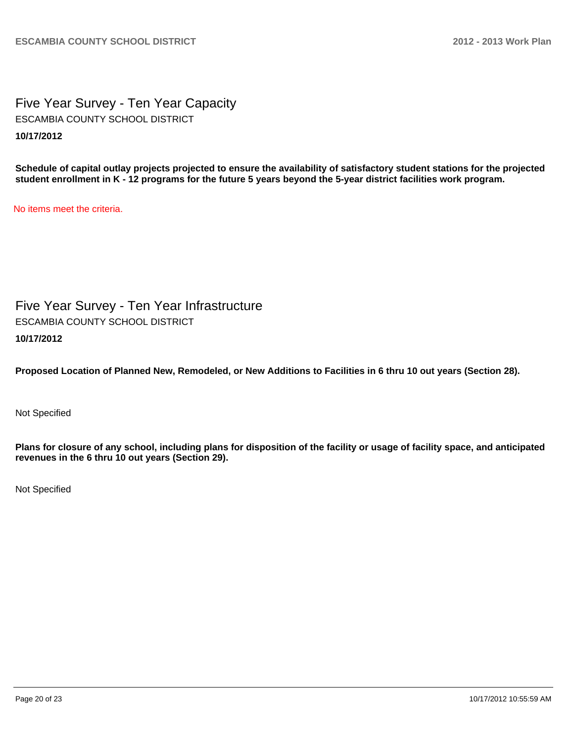## Five Year Survey - Ten Year Capacity

ESCAMBIA COUNTY SCHOOL DISTRICT

**10/17/2012**

**Schedule of capital outlay projects projected to ensure the availability of satisfactory student stations for the projected student enrollment in K - 12 programs for the future 5 years beyond the 5-year district facilities work program.**

No items meet the criteria.

## Five Year Survey - Ten Year Infrastructure

ESCAMBIA COUNTY SCHOOL DISTRICT

**10/17/2012**

**Proposed Location of Planned New, Remodeled, or New Additions to Facilities in 6 thru 10 out years (Section 28).**

Not Specified

**Plans for closure of any school, including plans for disposition of the facility or usage of facility space, and anticipated revenues in the 6 thru 10 out years (Section 29).**

Not Specified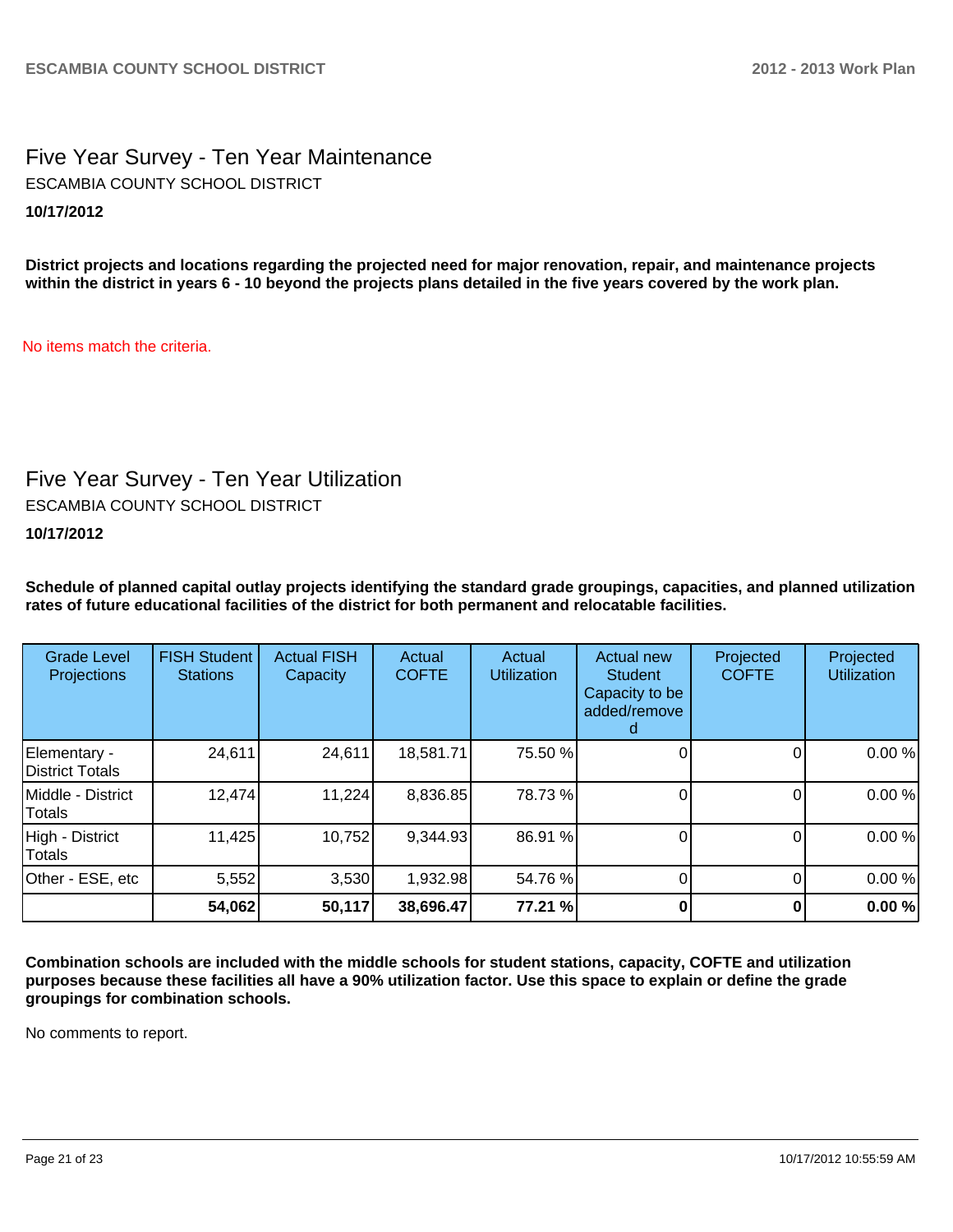## Five Year Survey - Ten Year Maintenance

ESCAMBIA COUNTY SCHOOL DISTRICT

**10/17/2012**

**District projects and locations regarding the projected need for major renovation, repair, and maintenance projects within the district in years 6 - 10 beyond the projects plans detailed in the five years covered by the work plan.**

No items match the criteria.

## Five Year Survey - Ten Year Utilization

ESCAMBIA COUNTY SCHOOL DISTRICT

**10/17/2012**

**Schedule of planned capital outlay projects identifying the standard grade groupings, capacities, and planned utilization rates of future educational facilities of the district for both permanent and relocatable facilities.**

| Grade Level Projections | FISH Student Stations | Actual FISH Capacity | Actual COFTE | Actual Utilization | Actual new Student Capacity to be added/removed | Projected COFTE | Projected Utilization |
|---|---|---|---|---|---|---|---|
| Elementary - District Totals | 24,611 | 24,611 | 18,581.71 | 75.50 % | 0 | 0 | 0.00 % |
| Middle - District Totals | 12,474 | 11,224 | 8,836.85 | 78.73 % | 0 | 0 | 0.00 % |
| High - District Totals | 11,425 | 10,752 | 9,344.93 | 86.91 % | 0 | 0 | 0.00 % |
| Other - ESE, etc | 5,552 | 3,530 | 1,932.98 | 54.76 % | 0 | 0 | 0.00 % |
| | **54,062** | **50,117** | **38,696.47** | **77.21 %** | **0** | **0** | **0.00 %** |

**Combination schools are included with the middle schools for student stations, capacity, COFTE and utilization purposes because these facilities all have a 90% utilization factor. Use this space to explain or define the grade groupings for combination schools.**

No comments to report.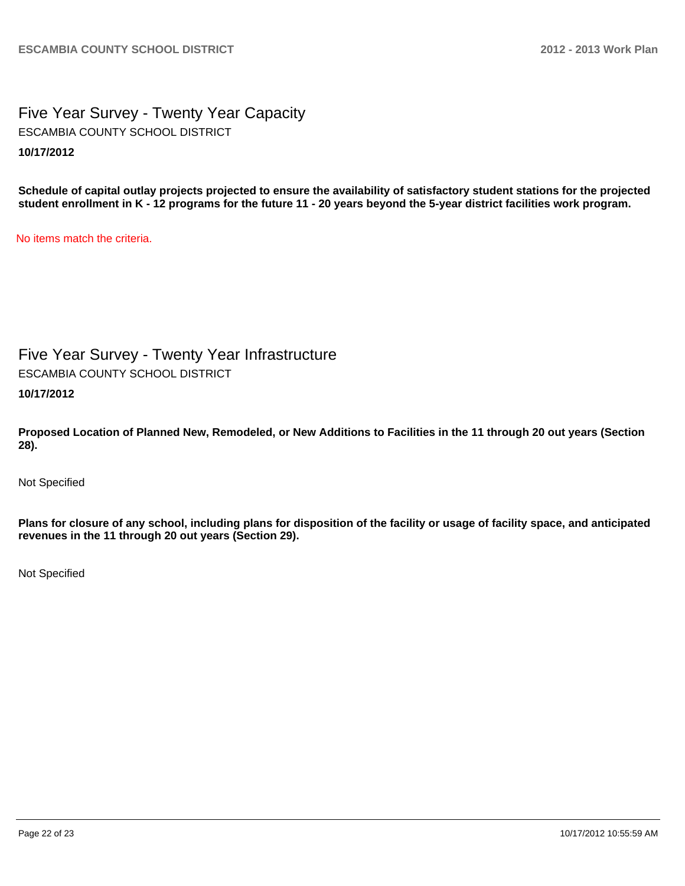## Five Year Survey - Twenty Year Capacity

ESCAMBIA COUNTY SCHOOL DISTRICT

**10/17/2012**

**Schedule of capital outlay projects projected to ensure the availability of satisfactory student stations for the projected student enrollment in K - 12 programs for the future 11 - 20 years beyond the 5-year district facilities work program.**

No items match the criteria.

## Five Year Survey - Twenty Year Infrastructure

ESCAMBIA COUNTY SCHOOL DISTRICT

**10/17/2012**

**Proposed Location of Planned New, Remodeled, or New Additions to Facilities in the 11 through 20 out years (Section 28).**

Not Specified

**Plans for closure of any school, including plans for disposition of the facility or usage of facility space, and anticipated revenues in the 11 through 20 out years (Section 29).**

Not Specified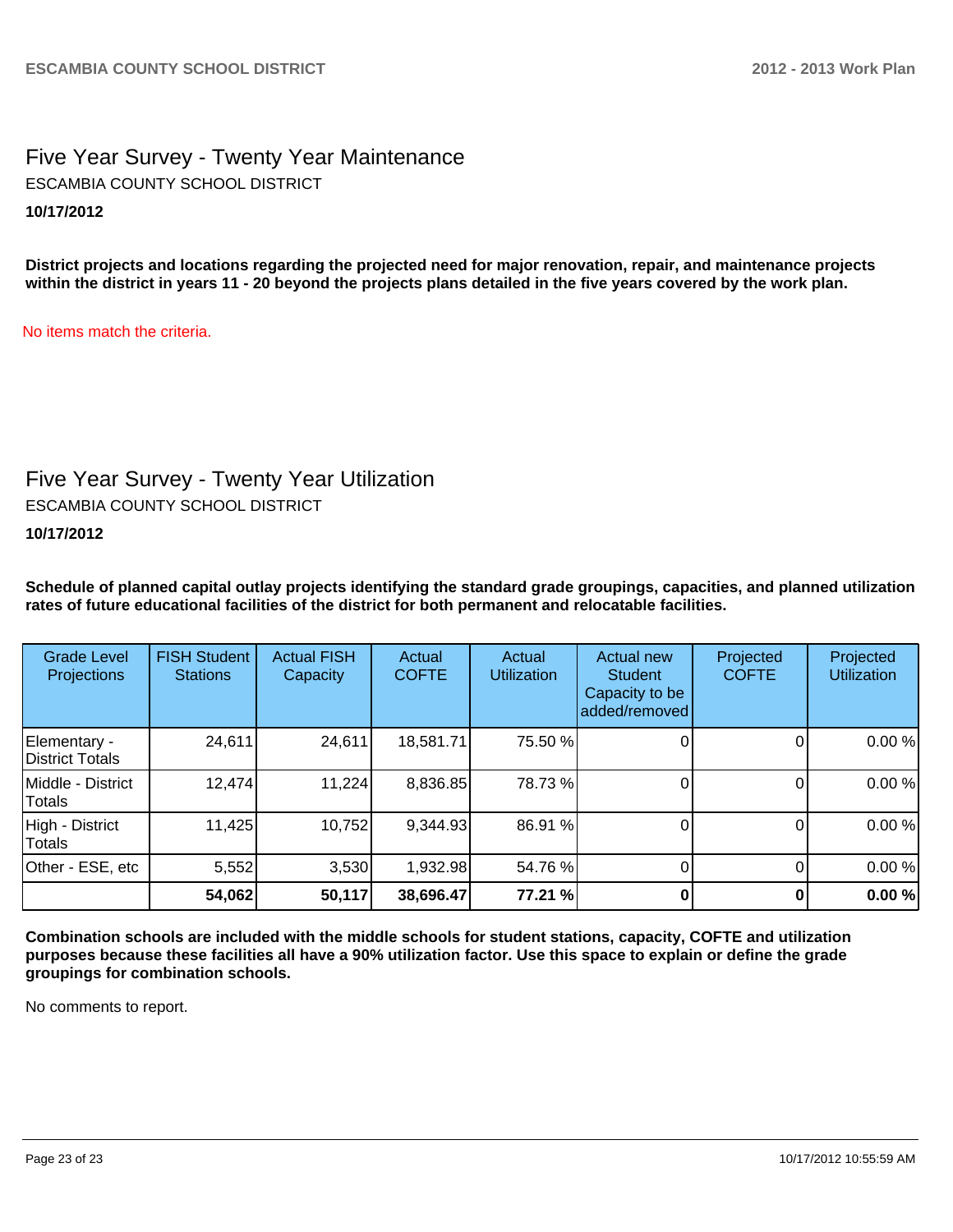# Five Year Survey - Twenty Year Maintenance

ESCAMBIA COUNTY SCHOOL DISTRICT

**10/17/2012**

**District projects and locations regarding the projected need for major renovation, repair, and maintenance projects within the district in years 11 - 20 beyond the projects plans detailed in the five years covered by the work plan.**

No items match the criteria.

# Five Year Survey - Twenty Year Utilization

ESCAMBIA COUNTY SCHOOL DISTRICT

**10/17/2012**

**Schedule of planned capital outlay projects identifying the standard grade groupings, capacities, and planned utilization rates of future educational facilities of the district for both permanent and relocatable facilities.**

| Grade Level Projections | FISH Student Stations | Actual FISH Capacity | Actual COFTE | Actual Utilization | Actual new Student Capacity to be added/removed | Projected COFTE | Projected Utilization |
|---|---|---|---|---|---|---|---|
| Elementary - District Totals | 24,611 | 24,611 | 18,581.71 | 75.50 % | 0 | 0 | 0.00 % |
| Middle - District Totals | 12,474 | 11,224 | 8,836.85 | 78.73 % | 0 | 0 | 0.00 % |
| High - District Totals | 11,425 | 10,752 | 9,344.93 | 86.91 % | 0 | 0 | 0.00 % |
| Other - ESE, etc | 5,552 | 3,530 | 1,932.98 | 54.76 % | 0 | 0 | 0.00 % |
| | **54,062** | **50,117** | **38,696.47** | **77.21 %** | **0** | **0** | **0.00 %** |

**Combination schools are included with the middle schools for student stations, capacity, COFTE and utilization purposes because these facilities all have a 90% utilization factor. Use this space to explain or define the grade groupings for combination schools.**

No comments to report.